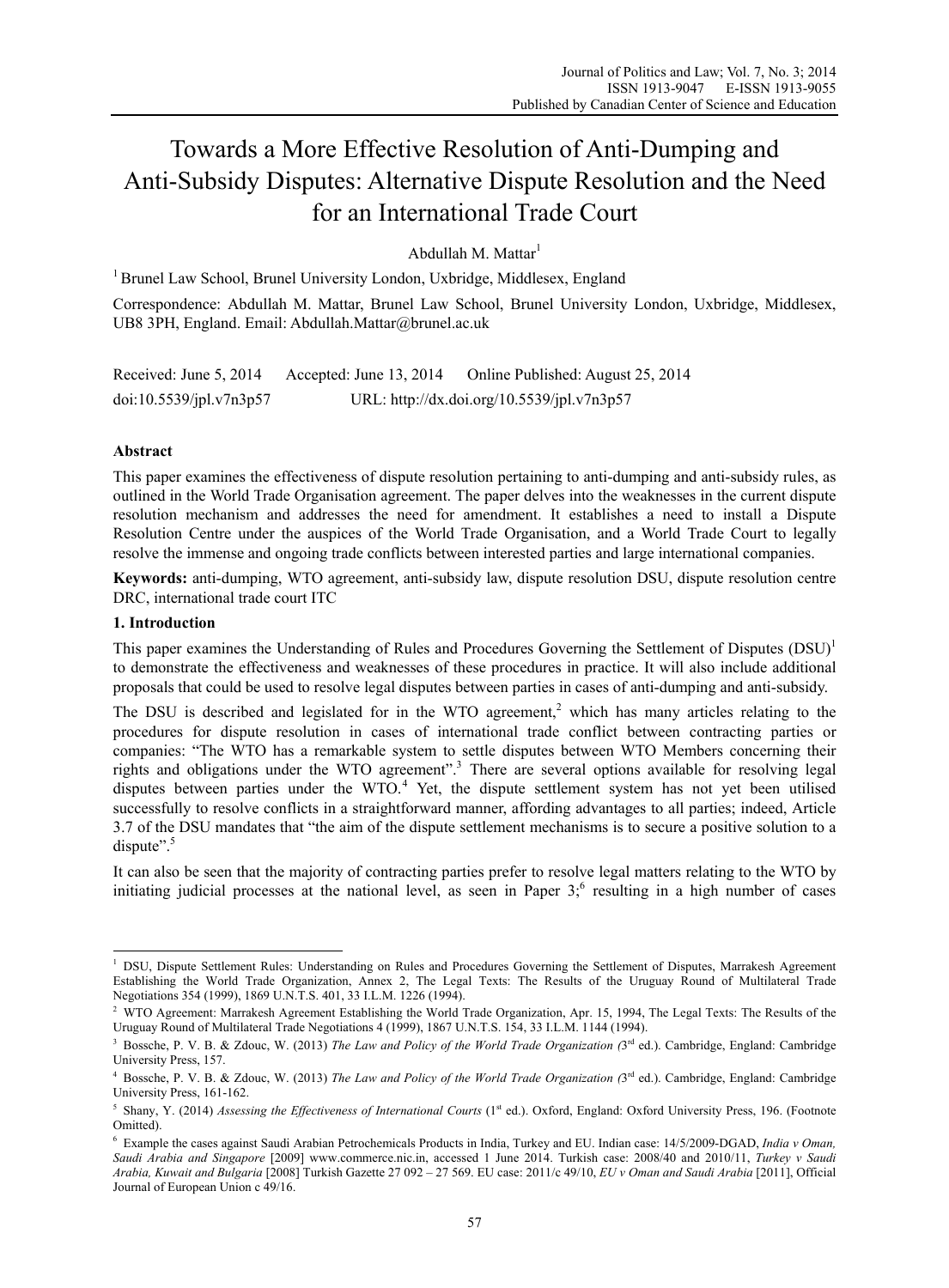# Towards a More Effective Resolution of Anti-Dumping and Anti-Subsidy Disputes: Alternative Dispute Resolution and the Need for an International Trade Court

Abdullah M. Mattar[1]

[1] Brunel Law School, Brunel University London, Uxbridge, Middlesex, England

Correspondence: Abdullah M. Mattar, Brunel Law School, Brunel University London, Uxbridge, Middlesex, UB8 3PH, England. Email: Abdullah.Mattar@brunel.ac.uk

Received: June 5, 2014 Accepted: June 13, 2014 Online Published: August 25, 2014

doi:10.5539/jpl.v7n3p57 URL: http://dx.doi.org/10.5539/jpl.v7n3p57

## Abstract

This paper examines the effectiveness of dispute resolution pertaining to anti-dumping and anti-subsidy rules, as outlined in the World Trade Organisation agreement. The paper delves into the weaknesses in the current dispute resolution mechanism and addresses the need for amendment. It establishes a need to install a Dispute Resolution Centre under the auspices of the World Trade Organisation, and a World Trade Court to legally resolve the immense and ongoing trade conflicts between interested parties and large international companies.

**Keywords:** anti-dumping, WTO agreement, anti-subsidy law, dispute resolution DSU, dispute resolution centre DRC, international trade court ITC

## 1. Introduction

This paper examines the Understanding of Rules and Procedures Governing the Settlement of Disputes (DSU)[1] to demonstrate the effectiveness and weaknesses of these procedures in practice. It will also include additional proposals that could be used to resolve legal disputes between parties in cases of anti-dumping and anti-subsidy.

The DSU is described and legislated for in the WTO agreement,[2] which has many articles relating to the procedures for dispute resolution in cases of international trade conflict between contracting parties or companies: "The WTO has a remarkable system to settle disputes between WTO Members concerning their rights and obligations under the WTO agreement".[3] There are several options available for resolving legal disputes between parties under the WTO.[4] Yet, the dispute settlement system has not yet been utilised successfully to resolve conflicts in a straightforward manner, affording advantages to all parties; indeed, Article 3.7 of the DSU mandates that "the aim of the dispute settlement mechanisms is to secure a positive solution to a dispute".[5]

It can also be seen that the majority of contracting parties prefer to resolve legal matters relating to the WTO by initiating judicial processes at the national level, as seen in Paper 3;[6] resulting in a high number of cases

---

[1] DSU, Dispute Settlement Rules: Understanding on Rules and Procedures Governing the Settlement of Disputes, Marrakesh Agreement Establishing the World Trade Organization, Annex 2, The Legal Texts: The Results of the Uruguay Round of Multilateral Trade Negotiations 354 (1999), 1869 U.N.T.S. 401, 33 I.L.M. 1226 (1994).

[2] WTO Agreement: Marrakesh Agreement Establishing the World Trade Organization, Apr. 15, 1994, The Legal Texts: The Results of the Uruguay Round of Multilateral Trade Negotiations 4 (1999), 1867 U.N.T.S. 154, 33 I.L.M. 1144 (1994).

[3] Bossche, P. V. B. & Zdouc, W. (2013) *The Law and Policy of the World Trade Organization (*3rd ed.). Cambridge, England: Cambridge University Press, 157.

[4] Bossche, P. V. B. & Zdouc, W. (2013) *The Law and Policy of the World Trade Organization (*3rd ed.). Cambridge, England: Cambridge University Press, 161-162.

[5] Shany, Y. (2014) *Assessing the Effectiveness of International Courts* (1st ed.). Oxford, England: Oxford University Press, 196. (Footnote Omitted).

[6] Example the cases against Saudi Arabian Petrochemicals Products in India, Turkey and EU. Indian case: 14/5/2009-DGAD, *India v Oman, Saudi Arabia and Singapore* [2009] www.commerce.nic.in, accessed 1 June 2014. Turkish case: 2008/40 and 2010/11, *Turkey v Saudi Arabia, Kuwait and Bulgaria* [2008] Turkish Gazette 27 092 – 27 569. EU case: 2011/c 49/10, *EU v Oman and Saudi Arabia* [2011], Official Journal of European Union c 49/16.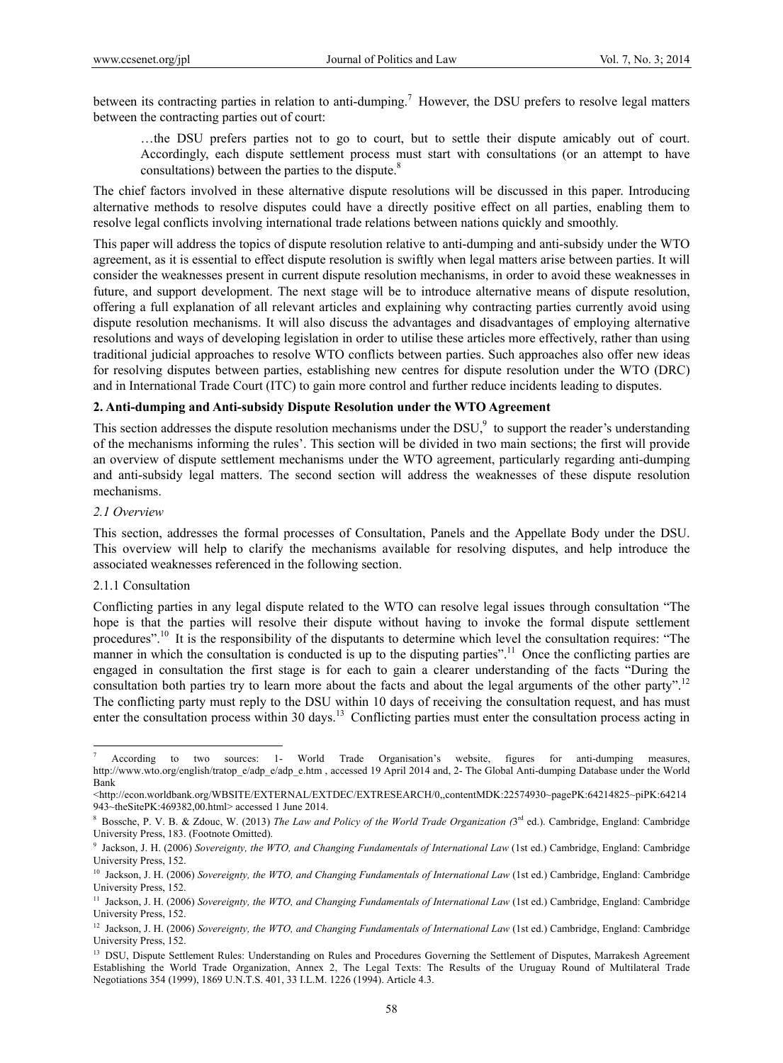between its contracting parties in relation to anti-dumping.[7] However, the DSU prefers to resolve legal matters between the contracting parties out of court:

> …the DSU prefers parties not to go to court, but to settle their dispute amicably out of court. Accordingly, each dispute settlement process must start with consultations (or an attempt to have consultations) between the parties to the dispute.[8]

The chief factors involved in these alternative dispute resolutions will be discussed in this paper. Introducing alternative methods to resolve disputes could have a directly positive effect on all parties, enabling them to resolve legal conflicts involving international trade relations between nations quickly and smoothly.

This paper will address the topics of dispute resolution relative to anti-dumping and anti-subsidy under the WTO agreement, as it is essential to effect dispute resolution is swiftly when legal matters arise between parties. It will consider the weaknesses present in current dispute resolution mechanisms, in order to avoid these weaknesses in future, and support development. The next stage will be to introduce alternative means of dispute resolution, offering a full explanation of all relevant articles and explaining why contracting parties currently avoid using dispute resolution mechanisms. It will also discuss the advantages and disadvantages of employing alternative resolutions and ways of developing legislation in order to utilise these articles more effectively, rather than using traditional judicial approaches to resolve WTO conflicts between parties. Such approaches also offer new ideas for resolving disputes between parties, establishing new centres for dispute resolution under the WTO (DRC) and in International Trade Court (ITC) to gain more control and further reduce incidents leading to disputes.

## 2. Anti-dumping and Anti-subsidy Dispute Resolution under the WTO Agreement

This section addresses the dispute resolution mechanisms under the DSU,[9] to support the reader's understanding of the mechanisms informing the rules'. This section will be divided in two main sections; the first will provide an overview of dispute settlement mechanisms under the WTO agreement, particularly regarding anti-dumping and anti-subsidy legal matters. The second section will address the weaknesses of these dispute resolution mechanisms.

### *2.1 Overview*

This section, addresses the formal processes of Consultation, Panels and the Appellate Body under the DSU. This overview will help to clarify the mechanisms available for resolving disputes, and help introduce the associated weaknesses referenced in the following section.

#### 2.1.1 Consultation

Conflicting parties in any legal dispute related to the WTO can resolve legal issues through consultation "The hope is that the parties will resolve their dispute without having to invoke the formal dispute settlement procedures".[10] It is the responsibility of the disputants to determine which level the consultation requires: "The manner in which the consultation is conducted is up to the disputing parties".[11] Once the conflicting parties are engaged in consultation the first stage is for each to gain a clearer understanding of the facts "During the consultation both parties try to learn more about the facts and about the legal arguments of the other party".[12] The conflicting party must reply to the DSU within 10 days of receiving the consultation request, and has must enter the consultation process within 30 days.[13] Conflicting parties must enter the consultation process acting in

---

[7] According to two sources: 1- World Trade Organisation's website, figures for anti-dumping measures, http://www.wto.org/english/tratop_e/adp_e/adp_e.htm , accessed 19 April 2014 and, 2- The Global Anti-dumping Database under the World Bank <http://econ.worldbank.org/WBSITE/EXTERNAL/EXTDEC/EXTRESEARCH/0,,contentMDK:22574930~pagePK:64214825~piPK:64214943~theSitePK:469382,00.html> accessed 1 June 2014.

[8] Bossche, P. V. B. & Zdouc, W. (2013) *The Law and Policy of the World Trade Organization (*3rd ed.). Cambridge, England: Cambridge University Press, 183. (Footnote Omitted).

[9] Jackson, J. H. (2006) *Sovereignty, the WTO, and Changing Fundamentals of International Law* (1st ed.) Cambridge, England: Cambridge University Press, 152.

[10] Jackson, J. H. (2006) *Sovereignty, the WTO, and Changing Fundamentals of International Law* (1st ed.) Cambridge, England: Cambridge University Press, 152.

[11] Jackson, J. H. (2006) *Sovereignty, the WTO, and Changing Fundamentals of International Law* (1st ed.) Cambridge, England: Cambridge University Press, 152.

[12] Jackson, J. H. (2006) *Sovereignty, the WTO, and Changing Fundamentals of International Law* (1st ed.) Cambridge, England: Cambridge University Press, 152.

[13] DSU, Dispute Settlement Rules: Understanding on Rules and Procedures Governing the Settlement of Disputes, Marrakesh Agreement Establishing the World Trade Organization, Annex 2, The Legal Texts: The Results of the Uruguay Round of Multilateral Trade Negotiations 354 (1999), 1869 U.N.T.S. 401, 33 I.L.M. 1226 (1994). Article 4.3.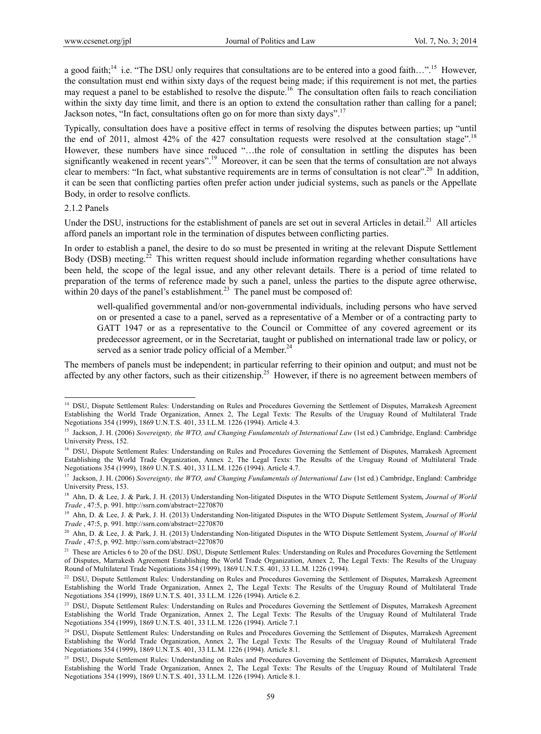a good faith;[14] i.e. "The DSU only requires that consultations are to be entered into a good faith…".[15] However, the consultation must end within sixty days of the request being made; if this requirement is not met, the parties may request a panel to be established to resolve the dispute.[16] The consultation often fails to reach conciliation within the sixty day time limit, and there is an option to extend the consultation rather than calling for a panel; Jackson notes, "In fact, consultations often go on for more than sixty days".[17]

Typically, consultation does have a positive effect in terms of resolving the disputes between parties; up "until the end of 2011, almost 42% of the 427 consultation requests were resolved at the consultation stage".[18] However, these numbers have since reduced "…the role of consultation in settling the disputes has been significantly weakened in recent years".[19] Moreover, it can be seen that the terms of consultation are not always clear to members: "In fact, what substantive requirements are in terms of consultation is not clear".[20] In addition, it can be seen that conflicting parties often prefer action under judicial systems, such as panels or the Appellate Body, in order to resolve conflicts.

### 2.1.2 Panels

Under the DSU, instructions for the establishment of panels are set out in several Articles in detail.[21] All articles afford panels an important role in the termination of disputes between conflicting parties.

In order to establish a panel, the desire to do so must be presented in writing at the relevant Dispute Settlement Body (DSB) meeting.[22] This written request should include information regarding whether consultations have been held, the scope of the legal issue, and any other relevant details. There is a period of time related to preparation of the terms of reference made by such a panel, unless the parties to the dispute agree otherwise, within 20 days of the panel's establishment.[23] The panel must be composed of:

> well-qualified governmental and/or non-governmental individuals, including persons who have served on or presented a case to a panel, served as a representative of a Member or of a contracting party to GATT 1947 or as a representative to the Council or Committee of any covered agreement or its predecessor agreement, or in the Secretariat, taught or published on international trade law or policy, or served as a senior trade policy official of a Member.[24]

The members of panels must be independent; in particular referring to their opinion and output; and must not be affected by any other factors, such as their citizenship.[25] However, if there is no agreement between members of

---

[14] DSU, Dispute Settlement Rules: Understanding on Rules and Procedures Governing the Settlement of Disputes, Marrakesh Agreement Establishing the World Trade Organization, Annex 2, The Legal Texts: The Results of the Uruguay Round of Multilateral Trade Negotiations 354 (1999), 1869 U.N.T.S. 401, 33 I.L.M. 1226 (1994). Article 4.3.

[15] Jackson, J. H. (2006) *Sovereignty, the WTO, and Changing Fundamentals of International Law* (1st ed.) Cambridge, England: Cambridge University Press, 152.

[16] DSU, Dispute Settlement Rules: Understanding on Rules and Procedures Governing the Settlement of Disputes, Marrakesh Agreement Establishing the World Trade Organization, Annex 2, The Legal Texts: The Results of the Uruguay Round of Multilateral Trade Negotiations 354 (1999), 1869 U.N.T.S. 401, 33 I.L.M. 1226 (1994). Article 4.7.

[17] Jackson, J. H. (2006) *Sovereignty, the WTO, and Changing Fundamentals of International Law* (1st ed.) Cambridge, England: Cambridge University Press, 153.

[18] Ahn, D. & Lee, J. & Park, J. H. (2013) Understanding Non-litigated Disputes in the WTO Dispute Settlement System, *Journal of World Trade* , 47:5, p. 991. http://ssrn.com/abstract=2270870

[19] Ahn, D. & Lee, J. & Park, J. H. (2013) Understanding Non-litigated Disputes in the WTO Dispute Settlement System, *Journal of World Trade* , 47:5, p. 991. http://ssrn.com/abstract=2270870

[20] Ahn, D. & Lee, J. & Park, J. H. (2013) Understanding Non-litigated Disputes in the WTO Dispute Settlement System, *Journal of World Trade* , 47:5, p. 992. http://ssrn.com/abstract=2270870

[21] These are Articles 6 to 20 of the DSU. DSU, Dispute Settlement Rules: Understanding on Rules and Procedures Governing the Settlement of Disputes, Marrakesh Agreement Establishing the World Trade Organization, Annex 2, The Legal Texts: The Results of the Uruguay Round of Multilateral Trade Negotiations 354 (1999), 1869 U.N.T.S. 401, 33 I.L.M. 1226 (1994).

[22] DSU, Dispute Settlement Rules: Understanding on Rules and Procedures Governing the Settlement of Disputes, Marrakesh Agreement Establishing the World Trade Organization, Annex 2, The Legal Texts: The Results of the Uruguay Round of Multilateral Trade Negotiations 354 (1999), 1869 U.N.T.S. 401, 33 I.L.M. 1226 (1994). Article 6.2.

[23] DSU, Dispute Settlement Rules: Understanding on Rules and Procedures Governing the Settlement of Disputes, Marrakesh Agreement Establishing the World Trade Organization, Annex 2, The Legal Texts: The Results of the Uruguay Round of Multilateral Trade Negotiations 354 (1999), 1869 U.N.T.S. 401, 33 I.L.M. 1226 (1994). Article 7.1

[24] DSU, Dispute Settlement Rules: Understanding on Rules and Procedures Governing the Settlement of Disputes, Marrakesh Agreement Establishing the World Trade Organization, Annex 2, The Legal Texts: The Results of the Uruguay Round of Multilateral Trade Negotiations 354 (1999), 1869 U.N.T.S. 401, 33 I.L.M. 1226 (1994). Article 8.1.

[25] DSU, Dispute Settlement Rules: Understanding on Rules and Procedures Governing the Settlement of Disputes, Marrakesh Agreement Establishing the World Trade Organization, Annex 2, The Legal Texts: The Results of the Uruguay Round of Multilateral Trade Negotiations 354 (1999), 1869 U.N.T.S. 401, 33 I.L.M. 1226 (1994). Article 8.1.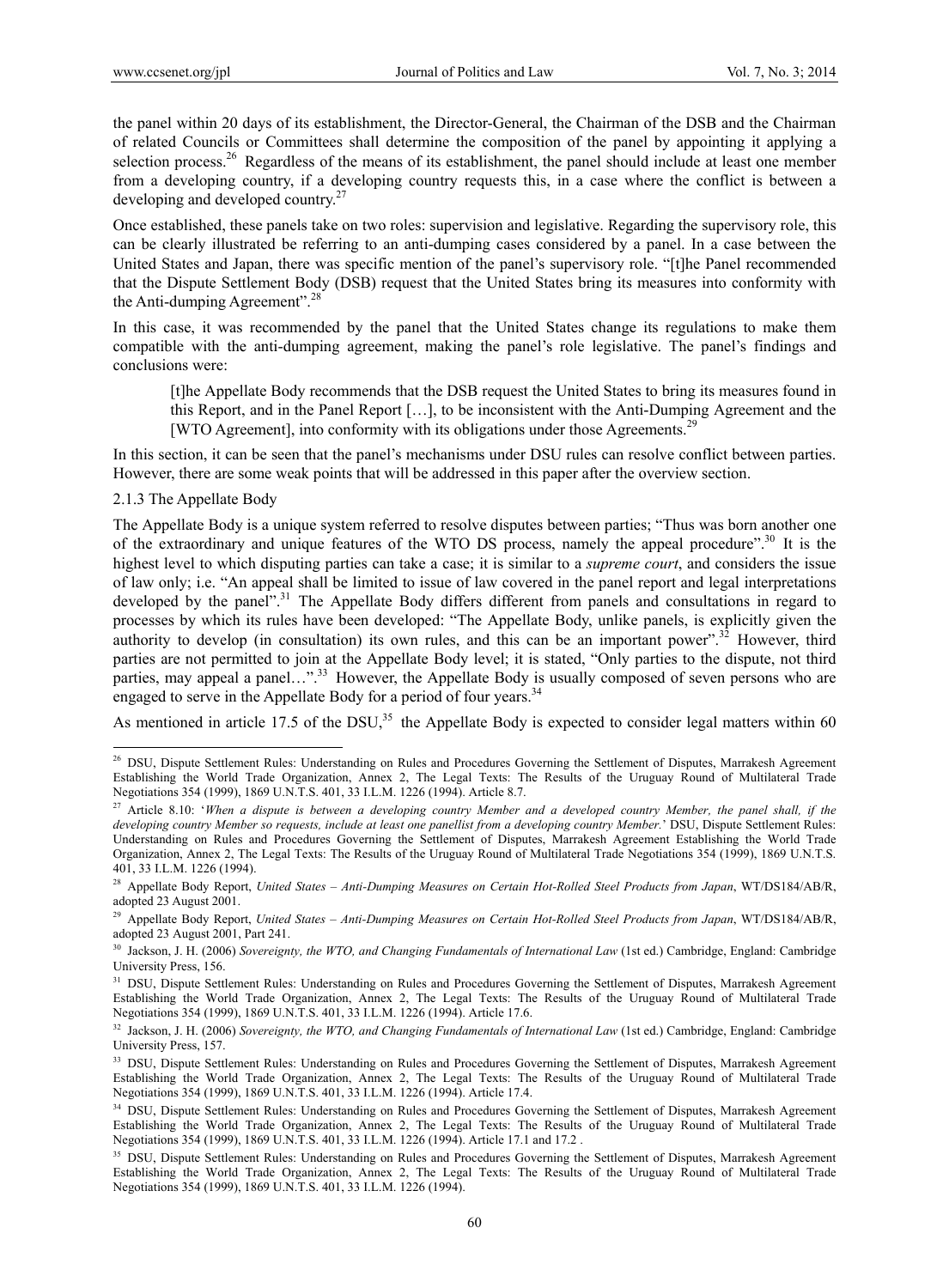the panel within 20 days of its establishment, the Director-General, the Chairman of the DSB and the Chairman of related Councils or Committees shall determine the composition of the panel by appointing it applying a selection process.[26] Regardless of the means of its establishment, the panel should include at least one member from a developing country, if a developing country requests this, in a case where the conflict is between a developing and developed country.[27]

Once established, these panels take on two roles: supervision and legislative. Regarding the supervisory role, this can be clearly illustrated be referring to an anti-dumping cases considered by a panel. In a case between the United States and Japan, there was specific mention of the panel's supervisory role. "[t]he Panel recommended that the Dispute Settlement Body (DSB) request that the United States bring its measures into conformity with the Anti-dumping Agreement".[28]

In this case, it was recommended by the panel that the United States change its regulations to make them compatible with the anti-dumping agreement, making the panel's role legislative. The panel's findings and conclusions were:

> [t]he Appellate Body recommends that the DSB request the United States to bring its measures found in this Report, and in the Panel Report […], to be inconsistent with the Anti-Dumping Agreement and the [WTO Agreement], into conformity with its obligations under those Agreements.[29]

In this section, it can be seen that the panel's mechanisms under DSU rules can resolve conflict between parties. However, there are some weak points that will be addressed in this paper after the overview section.

### 2.1.3 The Appellate Body

The Appellate Body is a unique system referred to resolve disputes between parties; "Thus was born another one of the extraordinary and unique features of the WTO DS process, namely the appeal procedure".[30] It is the highest level to which disputing parties can take a case; it is similar to a *supreme court*, and considers the issue of law only; i.e. "An appeal shall be limited to issue of law covered in the panel report and legal interpretations developed by the panel".[31] The Appellate Body differs different from panels and consultations in regard to processes by which its rules have been developed: "The Appellate Body, unlike panels, is explicitly given the authority to develop (in consultation) its own rules, and this can be an important power".[32] However, third parties are not permitted to join at the Appellate Body level; it is stated, "Only parties to the dispute, not third parties, may appeal a panel…".[33] However, the Appellate Body is usually composed of seven persons who are engaged to serve in the Appellate Body for a period of four years.[34]

As mentioned in article 17.5 of the DSU,[35] the Appellate Body is expected to consider legal matters within 60

---

[26] DSU, Dispute Settlement Rules: Understanding on Rules and Procedures Governing the Settlement of Disputes, Marrakesh Agreement Establishing the World Trade Organization, Annex 2, The Legal Texts: The Results of the Uruguay Round of Multilateral Trade Negotiations 354 (1999), 1869 U.N.T.S. 401, 33 I.L.M. 1226 (1994). Article 8.7.

[27] Article 8.10: '*When a dispute is between a developing country Member and a developed country Member, the panel shall, if the developing country Member so requests, include at least one panellist from a developing country Member.*' DSU, Dispute Settlement Rules: Understanding on Rules and Procedures Governing the Settlement of Disputes, Marrakesh Agreement Establishing the World Trade Organization, Annex 2, The Legal Texts: The Results of the Uruguay Round of Multilateral Trade Negotiations 354 (1999), 1869 U.N.T.S. 401, 33 I.L.M. 1226 (1994). Article 8.10.

[28] Appellate Body Report, *United States – Anti-Dumping Measures on Certain Hot-Rolled Steel Products from Japan*, WT/DS184/AB/R, adopted 23 August 2001.

[29] Appellate Body Report, *United States – Anti-Dumping Measures on Certain Hot-Rolled Steel Products from Japan*, WT/DS184/AB/R, adopted 23 August 2001, Part 241.

[30] Jackson, J. H. (2006) *Sovereignty, the WTO, and Changing Fundamentals of International Law* (1st ed.) Cambridge, England: Cambridge University Press, 156.

[31] DSU, Dispute Settlement Rules: Understanding on Rules and Procedures Governing the Settlement of Disputes, Marrakesh Agreement Establishing the World Trade Organization, Annex 2, The Legal Texts: The Results of the Uruguay Round of Multilateral Trade Negotiations 354 (1999), 1869 U.N.T.S. 401, 33 I.L.M. 1226 (1994). Article 17.6.

[32] Jackson, J. H. (2006) *Sovereignty, the WTO, and Changing Fundamentals of International Law* (1st ed.) Cambridge, England: Cambridge University Press, 157.

[33] DSU, Dispute Settlement Rules: Understanding on Rules and Procedures Governing the Settlement of Disputes, Marrakesh Agreement Establishing the World Trade Organization, Annex 2, The Legal Texts: The Results of the Uruguay Round of Multilateral Trade Negotiations 354 (1999), 1869 U.N.T.S. 401, 33 I.L.M. 1226 (1994). Article 17.4.

[34] DSU, Dispute Settlement Rules: Understanding on Rules and Procedures Governing the Settlement of Disputes, Marrakesh Agreement Establishing the World Trade Organization, Annex 2, The Legal Texts: The Results of the Uruguay Round of Multilateral Trade Negotiations 354 (1999), 1869 U.N.T.S. 401, 33 I.L.M. 1226 (1994). Article 17.1 and 17.2 .

[35] DSU, Dispute Settlement Rules: Understanding on Rules and Procedures Governing the Settlement of Disputes, Marrakesh Agreement Establishing the World Trade Organization, Annex 2, The Legal Texts: The Results of the Uruguay Round of Multilateral Trade Negotiations 354 (1999), 1869 U.N.T.S. 401, 33 I.L.M. 1226 (1994).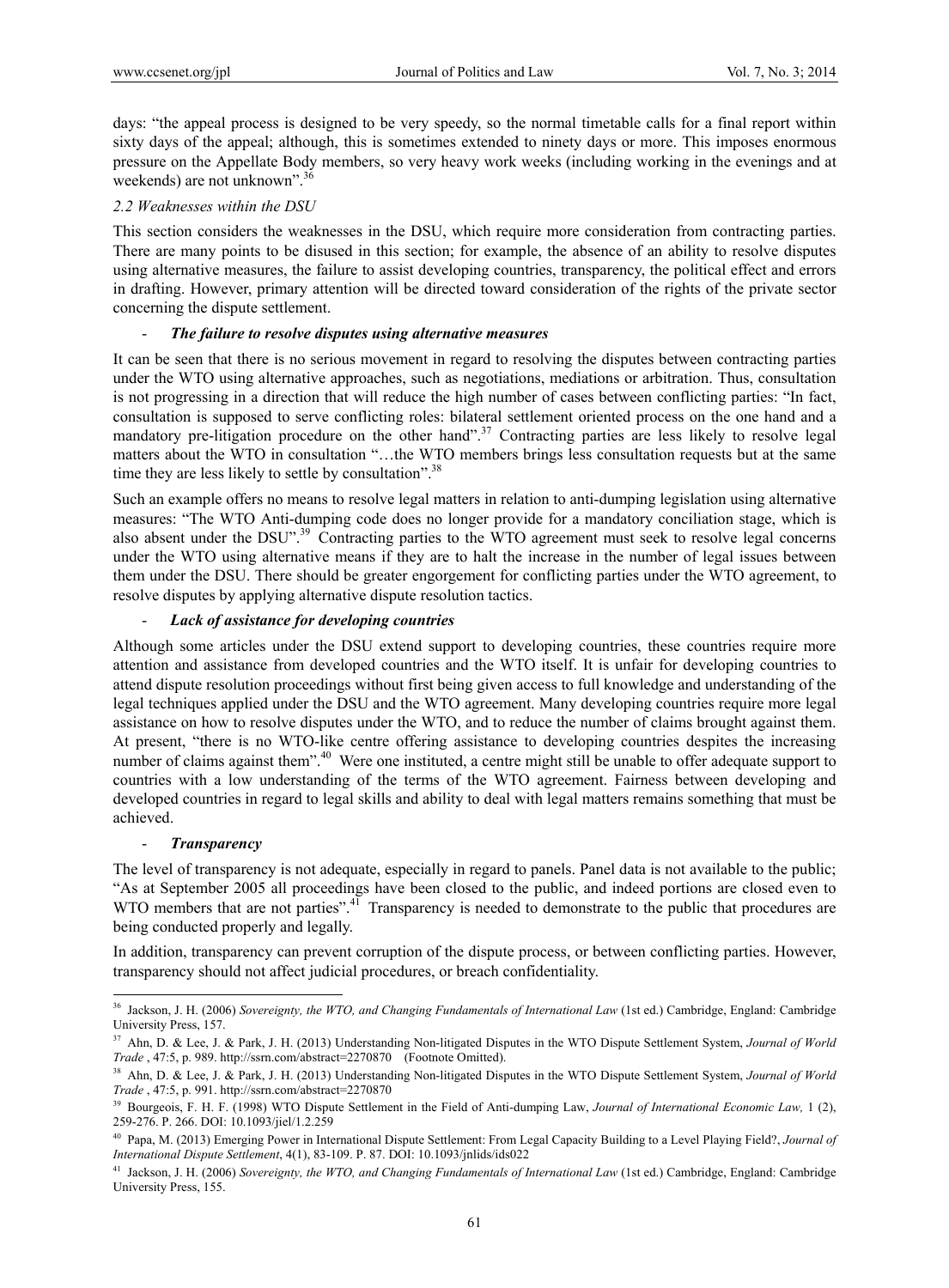days: "the appeal process is designed to be very speedy, so the normal timetable calls for a final report within sixty days of the appeal; although, this is sometimes extended to ninety days or more. This imposes enormous pressure on the Appellate Body members, so very heavy work weeks (including working in the evenings and at weekends) are not unknown".[36]

### *2.2 Weaknesses within the DSU*

This section considers the weaknesses in the DSU, which require more consideration from contracting parties. There are many points to be disused in this section; for example, the absence of an ability to resolve disputes using alternative measures, the failure to assist developing countries, transparency, the political effect and errors in drafting. However, primary attention will be directed toward consideration of the rights of the private sector concerning the dispute settlement.

- ***The failure to resolve disputes using alternative measures***

It can be seen that there is no serious movement in regard to resolving the disputes between contracting parties under the WTO using alternative approaches, such as negotiations, mediations or arbitration. Thus, consultation is not progressing in a direction that will reduce the high number of cases between conflicting parties: "In fact, consultation is supposed to serve conflicting roles: bilateral settlement oriented process on the one hand and a mandatory pre-litigation procedure on the other hand".[37] Contracting parties are less likely to resolve legal matters about the WTO in consultation "…the WTO members brings less consultation requests but at the same time they are less likely to settle by consultation".[38]

Such an example offers no means to resolve legal matters in relation to anti-dumping legislation using alternative measures: "The WTO Anti-dumping code does no longer provide for a mandatory conciliation stage, which is also absent under the DSU".[39] Contracting parties to the WTO agreement must seek to resolve legal concerns under the WTO using alternative means if they are to halt the increase in the number of legal issues between them under the DSU. There should be greater engorgement for conflicting parties under the WTO agreement, to resolve disputes by applying alternative dispute resolution tactics.

- ***Lack of assistance for developing countries***

Although some articles under the DSU extend support to developing countries, these countries require more attention and assistance from developed countries and the WTO itself. It is unfair for developing countries to attend dispute resolution proceedings without first being given access to full knowledge and understanding of the legal techniques applied under the DSU and the WTO agreement. Many developing countries require more legal assistance on how to resolve disputes under the WTO, and to reduce the number of claims brought against them. At present, "there is no WTO-like centre offering assistance to developing countries despites the increasing number of claims against them".[40] Were one instituted, a centre might still be unable to offer adequate support to countries with a low understanding of the terms of the WTO agreement. Fairness between developing and developed countries in regard to legal skills and ability to deal with legal matters remains something that must be achieved.

- ***Transparency***

The level of transparency is not adequate, especially in regard to panels. Panel data is not available to the public; "As at September 2005 all proceedings have been closed to the public, and indeed portions are closed even to WTO members that are not parties".[41] Transparency is needed to demonstrate to the public that procedures are being conducted properly and legally.

In addition, transparency can prevent corruption of the dispute process, or between conflicting parties. However, transparency should not affect judicial procedures, or breach confidentiality.

---

[36] Jackson, J. H. (2006) *Sovereignty, the WTO, and Changing Fundamentals of International Law* (1st ed.) Cambridge, England: Cambridge University Press, 157.

[37] Ahn, D. & Lee, J. & Park, J. H. (2013) Understanding Non-litigated Disputes in the WTO Dispute Settlement System, *Journal of World Trade*, 47:5, p. 989. http://ssrn.com/abstract=2270870 (Footnote Omitted).

[38] Ahn, D. & Lee, J. & Park, J. H. (2013) Understanding Non-litigated Disputes in the WTO Dispute Settlement System, *Journal of World Trade*, 47:5, p. 991. http://ssrn.com/abstract=2270870

[39] Bourgeois, F. H. F. (1998) WTO Dispute Settlement in the Field of Anti-dumping Law, *Journal of International Economic Law,* 1 (2), 259-276. P. 266. DOI: 10.1093/jiel/1.2.259

[40] Papa, M. (2013) Emerging Power in International Dispute Settlement: From Legal Capacity Building to a Level Playing Field?, *Journal of International Dispute Settlement*, 4(1), 83-109. P. 87. DOI: 10.1093/jnlids/ids022

[41] Jackson, J. H. (2006) *Sovereignty, the WTO, and Changing Fundamentals of International Law* (1st ed.) Cambridge, England: Cambridge University Press, 155.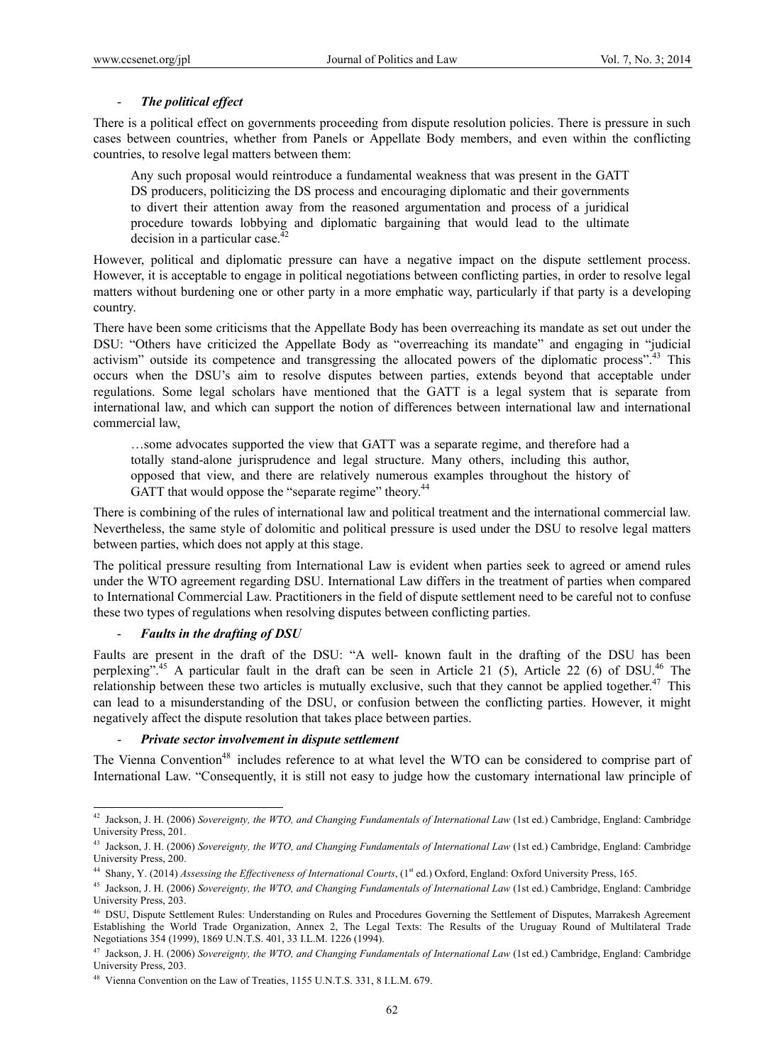- ***The political effect***

There is a political effect on governments proceeding from dispute resolution policies. There is pressure in such cases between countries, whether from Panels or Appellate Body members, and even within the conflicting countries, to resolve legal matters between them:

> Any such proposal would reintroduce a fundamental weakness that was present in the GATT DS producers, politicizing the DS process and encouraging diplomatic and their governments to divert their attention away from the reasoned argumentation and process of a juridical procedure towards lobbying and diplomatic bargaining that would lead to the ultimate decision in a particular case.[42]

However, political and diplomatic pressure can have a negative impact on the dispute settlement process. However, it is acceptable to engage in political negotiations between conflicting parties, in order to resolve legal matters without burdening one or other party in a more emphatic way, particularly if that party is a developing country.

There have been some criticisms that the Appellate Body has been overreaching its mandate as set out under the DSU: "Others have criticized the Appellate Body as "overreaching its mandate" and engaging in "judicial activism" outside its competence and transgressing the allocated powers of the diplomatic process".[43] This occurs when the DSU's aim to resolve disputes between parties, extends beyond that acceptable under regulations. Some legal scholars have mentioned that the GATT is a legal system that is separate from international law, and which can support the notion of differences between international law and international commercial law,

> …some advocates supported the view that GATT was a separate regime, and therefore had a totally stand-alone jurisprudence and legal structure. Many others, including this author, opposed that view, and there are relatively numerous examples throughout the history of GATT that would oppose the "separate regime" theory.[44]

There is combining of the rules of international law and political treatment and the international commercial law. Nevertheless, the same style of dolomitic and political pressure is used under the DSU to resolve legal matters between parties, which does not apply at this stage.

The political pressure resulting from International Law is evident when parties seek to agreed or amend rules under the WTO agreement regarding DSU. International Law differs in the treatment of parties when compared to International Commercial Law. Practitioners in the field of dispute settlement need to be careful not to confuse these two types of regulations when resolving disputes between conflicting parties.

- ***Faults in the drafting of DSU***

Faults are present in the draft of the DSU: "A well- known fault in the drafting of the DSU has been perplexing".[45] A particular fault in the draft can be seen in Article 21 (5), Article 22 (6) of DSU.[46] The relationship between these two articles is mutually exclusive, such that they cannot be applied together.[47] This can lead to a misunderstanding of the DSU, or confusion between the conflicting parties. However, it might negatively affect the dispute resolution that takes place between parties.

- ***Private sector involvement in dispute settlement***

The Vienna Convention[48] includes reference to at what level the WTO can be considered to comprise part of International Law. "Consequently, it is still not easy to judge how the customary international law principle of

---

[42] Jackson, J. H. (2006) *Sovereignty, the WTO, and Changing Fundamentals of International Law* (1st ed.) Cambridge, England: Cambridge University Press, 201.

[43] Jackson, J. H. (2006) *Sovereignty, the WTO, and Changing Fundamentals of International Law* (1st ed.) Cambridge, England: Cambridge University Press, 200.

[44] Shany, Y. (2014) *Assessing the Effectiveness of International Courts*, (1st ed.) Oxford, England: Oxford University Press, 165.

[45] Jackson, J. H. (2006) *Sovereignty, the WTO, and Changing Fundamentals of International Law* (1st ed.) Cambridge, England: Cambridge University Press, 203.

[46] DSU, Dispute Settlement Rules: Understanding on Rules and Procedures Governing the Settlement of Disputes, Marrakesh Agreement Establishing the World Trade Organization, Annex 2, The Legal Texts: The Results of the Uruguay Round of Multilateral Trade Negotiations 354 (1999), 1869 U.N.T.S. 401, 33 I.L.M. 1226 (1994).

[47] Jackson, J. H. (2006) *Sovereignty, the WTO, and Changing Fundamentals of International Law* (1st ed.) Cambridge, England: Cambridge University Press, 203.

[48] Vienna Convention on the Law of Treaties, 1155 U.N.T.S. 331, 8 I.L.M. 679.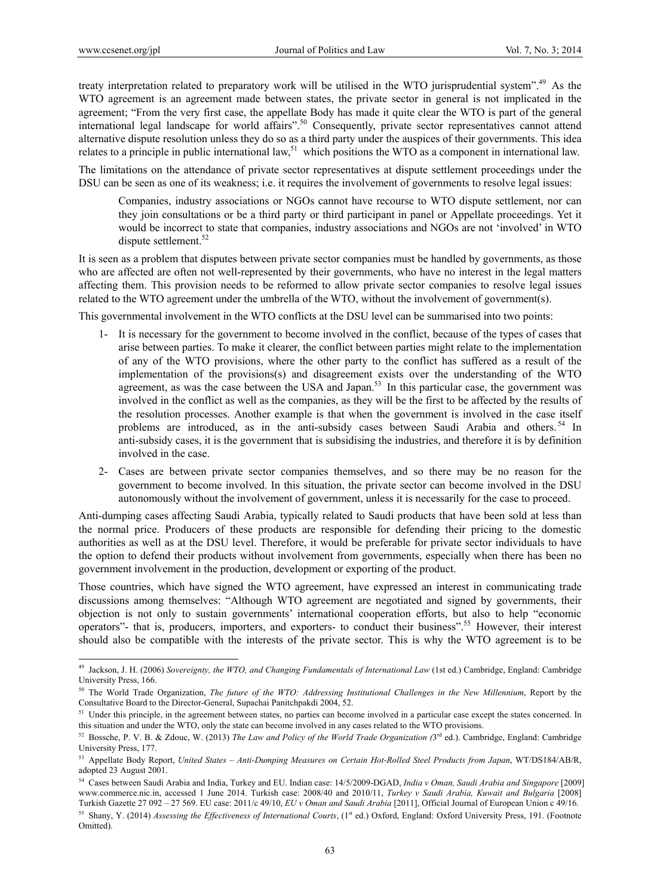treaty interpretation related to preparatory work will be utilised in the WTO jurisprudential system".[49] As the WTO agreement is an agreement made between states, the private sector in general is not implicated in the agreement; "From the very first case, the appellate Body has made it quite clear the WTO is part of the general international legal landscape for world affairs".[50] Consequently, private sector representatives cannot attend alternative dispute resolution unless they do so as a third party under the auspices of their governments. This idea relates to a principle in public international law,[51] which positions the WTO as a component in international law.

The limitations on the attendance of private sector representatives at dispute settlement proceedings under the DSU can be seen as one of its weakness; i.e. it requires the involvement of governments to resolve legal issues:

> Companies, industry associations or NGOs cannot have recourse to WTO dispute settlement, nor can they join consultations or be a third party or third participant in panel or Appellate proceedings. Yet it would be incorrect to state that companies, industry associations and NGOs are not 'involved' in WTO dispute settlement.[52]

It is seen as a problem that disputes between private sector companies must be handled by governments, as those who are affected are often not well-represented by their governments, who have no interest in the legal matters affecting them. This provision needs to be reformed to allow private sector companies to resolve legal issues related to the WTO agreement under the umbrella of the WTO, without the involvement of government(s).

This governmental involvement in the WTO conflicts at the DSU level can be summarised into two points:

1- It is necessary for the government to become involved in the conflict, because of the types of cases that arise between parties. To make it clearer, the conflict between parties might relate to the implementation of any of the WTO provisions, where the other party to the conflict has suffered as a result of the implementation of the provisions(s) and disagreement exists over the understanding of the WTO agreement, as was the case between the USA and Japan.[53] In this particular case, the government was involved in the conflict as well as the companies, as they will be the first to be affected by the results of the resolution processes. Another example is that when the government is involved in the case itself problems are introduced, as in the anti-subsidy cases between Saudi Arabia and others.[54] In anti-subsidy cases, it is the government that is subsidising the industries, and therefore it is by definition involved in the case.

2- Cases are between private sector companies themselves, and so there may be no reason for the government to become involved. In this situation, the private sector can become involved in the DSU autonomously without the involvement of government, unless it is necessarily for the case to proceed.

Anti-dumping cases affecting Saudi Arabia, typically related to Saudi products that have been sold at less than the normal price. Producers of these products are responsible for defending their pricing to the domestic authorities as well as at the DSU level. Therefore, it would be preferable for private sector individuals to have the option to defend their products without involvement from governments, especially when there has been no government involvement in the production, development or exporting of the product.

Those countries, which have signed the WTO agreement, have expressed an interest in communicating trade discussions among themselves: "Although WTO agreement are negotiated and signed by governments, their objection is not only to sustain governments' international cooperation efforts, but also to help "economic operators"- that is, producers, importers, and exporters- to conduct their business".[55] However, their interest should also be compatible with the interests of the private sector. This is why the WTO agreement is to be

---

[49] Jackson, J. H. (2006) *Sovereignty, the WTO, and Changing Fundamentals of International Law* (1st ed.) Cambridge, England: Cambridge University Press, 166.

[50] The World Trade Organization, *The future of the WTO: Addressing Institutional Challenges in the New Millennium*, Report by the Consultative Board to the Director-General, Supachai Panitchpakdi 2004, 52.

[51] Under this principle, in the agreement between states, no parties can become involved in a particular case except the states concerned. In this situation and under the WTO, only the state can become involved in any cases related to the WTO provisions.

[52] Bossche, P. V. B. & Zdouc, W. (2013) *The Law and Policy of the World Trade Organization (*3rd ed.). Cambridge, England: Cambridge University Press, 177.

[53] Appellate Body Report, *United States – Anti-Dumping Measures on Certain Hot-Rolled Steel Products from Japan*, WT/DS184/AB/R, adopted 23 August 2001.

[54] Cases between Saudi Arabia and India, Turkey and EU. Indian case: 14/5/2009-DGAD, *India v Oman, Saudi Arabia and Singapore* [2009] www.commerce.nic.in, accessed 1 June 2014. Turkish case: 2008/40 and 2010/11, *Turkey v Saudi Arabia, Kuwait and Bulgaria* [2008] Turkish Gazette 27 092 – 27 569. EU case: 2011/c 49/10, *EU v Oman and Saudi Arabia* [2011], Official Journal of European Union c 49/16.

[55] Shany, Y. (2014) *Assessing the Effectiveness of International Courts*, (1st ed.) Oxford, England: Oxford University Press, 191. (Footnote Omitted).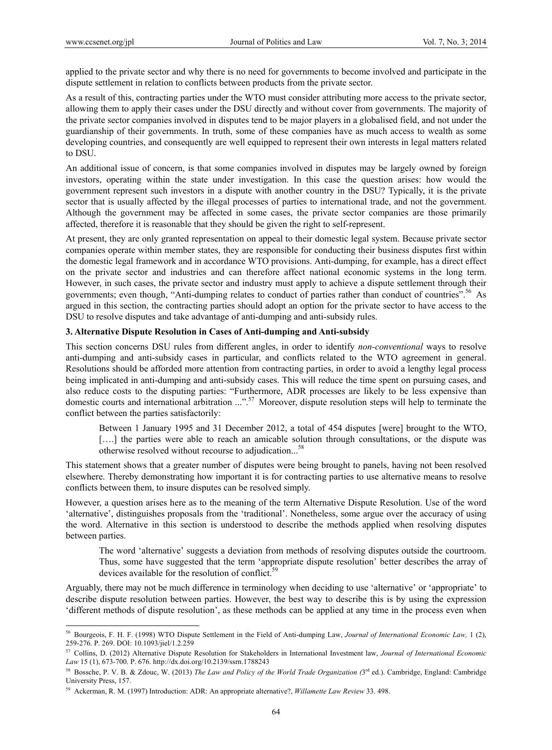applied to the private sector and why there is no need for governments to become involved and participate in the dispute settlement in relation to conflicts between products from the private sector.

As a result of this, contracting parties under the WTO must consider attributing more access to the private sector, allowing them to apply their cases under the DSU directly and without cover from governments. The majority of the private sector companies involved in disputes tend to be major players in a globalised field, and not under the guardianship of their governments. In truth, some of these companies have as much access to wealth as some developing countries, and consequently are well equipped to represent their own interests in legal matters related to DSU.

An additional issue of concern, is that some companies involved in disputes may be largely owned by foreign investors, operating within the state under investigation. In this case the question arises: how would the government represent such investors in a dispute with another country in the DSU? Typically, it is the private sector that is usually affected by the illegal processes of parties to international trade, and not the government. Although the government may be affected in some cases, the private sector companies are those primarily affected, therefore it is reasonable that they should be given the right to self-represent.

At present, they are only granted representation on appeal to their domestic legal system. Because private sector companies operate within member states, they are responsible for conducting their business disputes first within the domestic legal framework and in accordance WTO provisions. Anti-dumping, for example, has a direct effect on the private sector and industries and can therefore affect national economic systems in the long term. However, in such cases, the private sector and industry must apply to achieve a dispute settlement through their governments; even though, "Anti-dumping relates to conduct of parties rather than conduct of countries".[56] As argued in this section, the contracting parties should adopt an option for the private sector to have access to the DSU to resolve disputes and take advantage of anti-dumping and anti-subsidy rules.

### 3. Alternative Dispute Resolution in Cases of Anti-dumping and Anti-subsidy

This section concerns DSU rules from different angles, in order to identify *non-conventional* ways to resolve anti-dumping and anti-subsidy cases in particular, and conflicts related to the WTO agreement in general. Resolutions should be afforded more attention from contracting parties, in order to avoid a lengthy legal process being implicated in anti-dumping and anti-subsidy cases. This will reduce the time spent on pursuing cases, and also reduce costs to the disputing parties: "Furthermore, ADR processes are likely to be less expensive than domestic courts and international arbitration ...".[57] Moreover, dispute resolution steps will help to terminate the conflict between the parties satisfactorily:

> Between 1 January 1995 and 31 December 2012, a total of 454 disputes [were] brought to the WTO, [….] the parties were able to reach an amicable solution through consultations, or the dispute was otherwise resolved without recourse to adjudication...[58]

This statement shows that a greater number of disputes were being brought to panels, having not been resolved elsewhere. Thereby demonstrating how important it is for contracting parties to use alternative means to resolve conflicts between them, to insure disputes can be resolved simply.

However, a question arises here as to the meaning of the term Alternative Dispute Resolution. Use of the word 'alternative', distinguishes proposals from the 'traditional'. Nonetheless, some argue over the accuracy of using the word. Alternative in this section is understood to describe the methods applied when resolving disputes between parties.

> The word 'alternative' suggests a deviation from methods of resolving disputes outside the courtroom. Thus, some have suggested that the term 'appropriate dispute resolution' better describes the array of devices available for the resolution of conflict.[59]

Arguably, there may not be much difference in terminology when deciding to use 'alternative' or 'appropriate' to describe dispute resolution between parties. However, the best way to describe this is by using the expression 'different methods of dispute resolution', as these methods can be applied at any time in the process even when

---

[56] Bourgeois, F. H. F. (1998) WTO Dispute Settlement in the Field of Anti-dumping Law, *Journal of International Economic Law,* 1 (2), 259-276. P. 269. DOI: 10.1093/jiel/1.2.259

[57] Collins, D. (2012) Alternative Dispute Resolution for Stakeholders in International Investment law, *Journal of International Economic Law* 15 (1), 673-700. P. 676. http://dx.doi.org/10.2139/ssrn.1788243

[58] Bossche, P. V. B. & Zdouc, W. (2013) *The Law and Policy of the World Trade Organization (*3rd ed.). Cambridge, England: Cambridge University Press, 157.

[59] Ackerman, R. M. (1997) Introduction: ADR: An appropriate alternative?, *Willamette Law Review* 33. 498.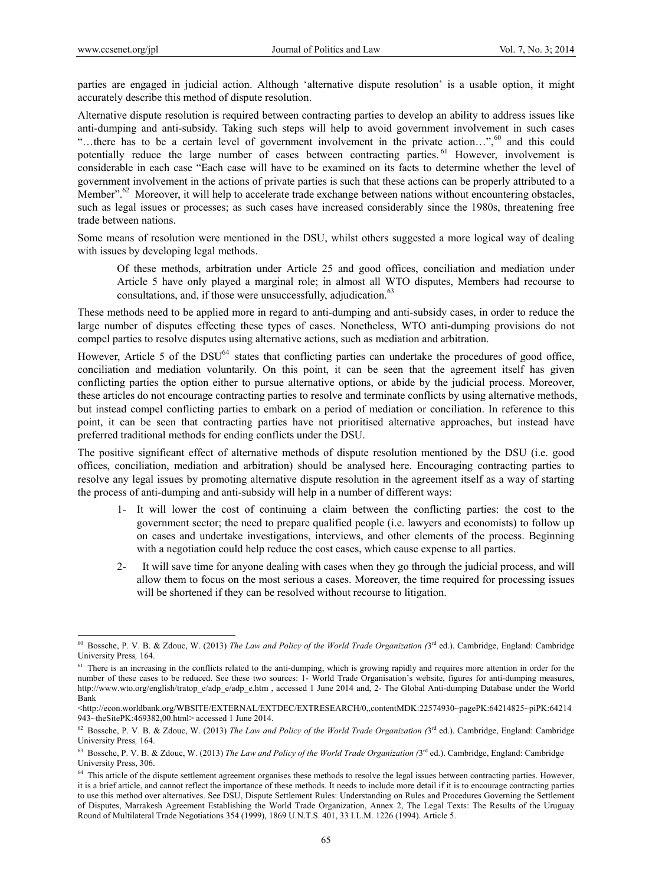parties are engaged in judicial action. Although 'alternative dispute resolution' is a usable option, it might accurately describe this method of dispute resolution.

Alternative dispute resolution is required between contracting parties to develop an ability to address issues like anti-dumping and anti-subsidy. Taking such steps will help to avoid government involvement in such cases "…there has to be a certain level of government involvement in the private action…",[60] and this could potentially reduce the large number of cases between contracting parties.[61] However, involvement is considerable in each case "Each case will have to be examined on its facts to determine whether the level of government involvement in the actions of private parties is such that these actions can be properly attributed to a Member".[62] Moreover, it will help to accelerate trade exchange between nations without encountering obstacles, such as legal issues or processes; as such cases have increased considerably since the 1980s, threatening free trade between nations.

Some means of resolution were mentioned in the DSU, whilst others suggested a more logical way of dealing with issues by developing legal methods.

> Of these methods, arbitration under Article 25 and good offices, conciliation and mediation under Article 5 have only played a marginal role; in almost all WTO disputes, Members had recourse to consultations, and, if those were unsuccessfully, adjudication.[63]

These methods need to be applied more in regard to anti-dumping and anti-subsidy cases, in order to reduce the large number of disputes effecting these types of cases. Nonetheless, WTO anti-dumping provisions do not compel parties to resolve disputes using alternative actions, such as mediation and arbitration.

However, Article 5 of the DSU[64] states that conflicting parties can undertake the procedures of good office, conciliation and mediation voluntarily. On this point, it can be seen that the agreement itself has given conflicting parties the option either to pursue alternative options, or abide by the judicial process. Moreover, these articles do not encourage contracting parties to resolve and terminate conflicts by using alternative methods, but instead compel conflicting parties to embark on a period of mediation or conciliation. In reference to this point, it can be seen that contracting parties have not prioritised alternative approaches, but instead have preferred traditional methods for ending conflicts under the DSU.

The positive significant effect of alternative methods of dispute resolution mentioned by the DSU (i.e. good offices, conciliation, mediation and arbitration) should be analysed here. Encouraging contracting parties to resolve any legal issues by promoting alternative dispute resolution in the agreement itself as a way of starting the process of anti-dumping and anti-subsidy will help in a number of different ways:

1- It will lower the cost of continuing a claim between the conflicting parties: the cost to the government sector; the need to prepare qualified people (i.e. lawyers and economists) to follow up on cases and undertake investigations, interviews, and other elements of the process. Beginning with a negotiation could help reduce the cost cases, which cause expense to all parties.

2- It will save time for anyone dealing with cases when they go through the judicial process, and will allow them to focus on the most serious a cases. Moreover, the time required for processing issues will be shortened if they can be resolved without recourse to litigation.

---

[60] Bossche, P. V. B. & Zdouc, W. (2013) *The Law and Policy of the World Trade Organization (*3rd ed.). Cambridge, England: Cambridge University Press*,* 164.

[61] There is an increasing in the conflicts related to the anti-dumping, which is growing rapidly and requires more attention in order for the number of these cases to be reduced. See these two sources: 1- World Trade Organisation's website, figures for anti-dumping measures, http://www.wto.org/english/tratop_e/adp_e/adp_e.htm , accessed 1 June 2014 and, 2- The Global Anti-dumping Database under the World Bank <http://econ.worldbank.org/WBSITE/EXTERNAL/EXTDEC/EXTRESEARCH/0,,contentMDK:22574930~pagePK:64214825~piPK:64214943~theSitePK:469382,00.html> accessed 1 June 2014.

[62] Bossche, P. V. B. & Zdouc, W. (2013) *The Law and Policy of the World Trade Organization (*3rd ed.). Cambridge, England: Cambridge University Press*,* 164.

[63] Bossche, P. V. B. & Zdouc, W. (2013) *The Law and Policy of the World Trade Organization (*3rd ed.). Cambridge, England: Cambridge University Press, 306.

[64] This article of the dispute settlement agreement organises these methods to resolve the legal issues between contracting parties. However, it is a brief article, and cannot reflect the importance of these methods. It needs to include more detail if it is to encourage contracting parties to use this method over alternatives. See DSU, Dispute Settlement Rules: Understanding on Rules and Procedures Governing the Settlement of Disputes, Marrakesh Agreement Establishing the World Trade Organization, Annex 2, The Legal Texts: The Results of the Uruguay Round of Multilateral Trade Negotiations 354 (1999), 1869 U.N.T.S. 401, 33 I.L.M. 1226 (1994). Article 5.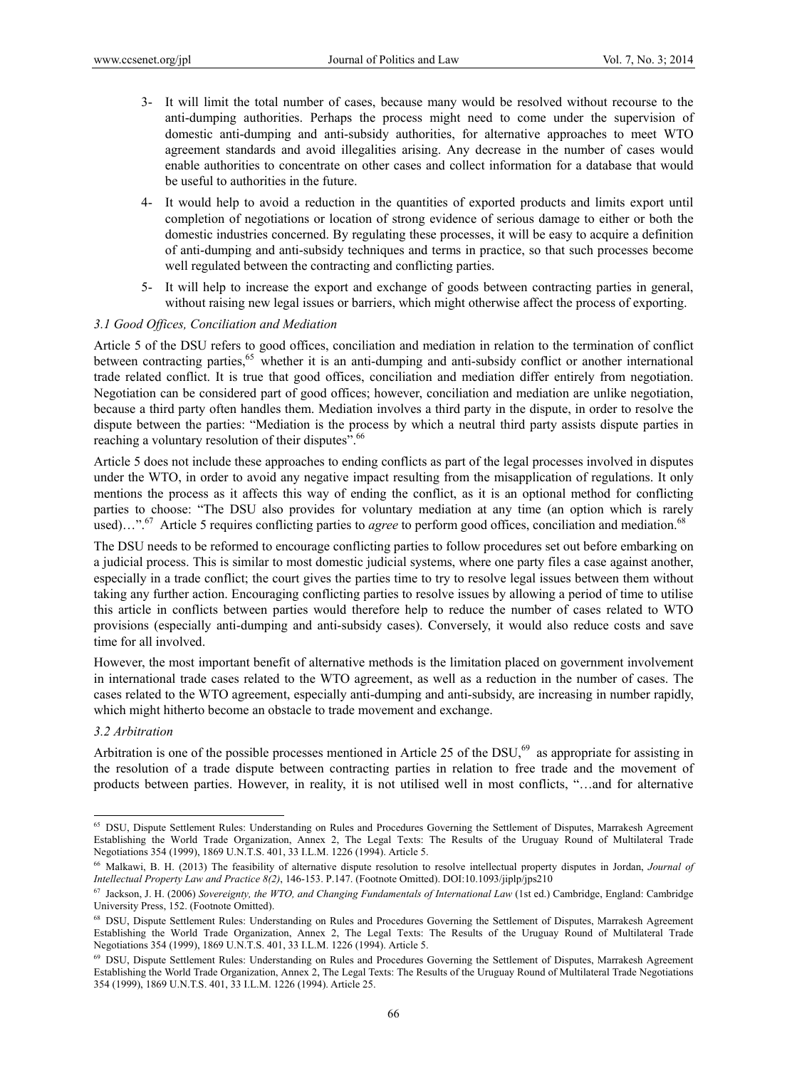3- It will limit the total number of cases, because many would be resolved without recourse to the anti-dumping authorities. Perhaps the process might need to come under the supervision of domestic anti-dumping and anti-subsidy authorities, for alternative approaches to meet WTO agreement standards and avoid illegalities arising. Any decrease in the number of cases would enable authorities to concentrate on other cases and collect information for a database that would be useful to authorities in the future.

4- It would help to avoid a reduction in the quantities of exported products and limits export until completion of negotiations or location of strong evidence of serious damage to either or both the domestic industries concerned. By regulating these processes, it will be easy to acquire a definition of anti-dumping and anti-subsidy techniques and terms in practice, so that such processes become well regulated between the contracting and conflicting parties.

5- It will help to increase the export and exchange of goods between contracting parties in general, without raising new legal issues or barriers, which might otherwise affect the process of exporting.

### *3.1 Good Offices, Conciliation and Mediation*

Article 5 of the DSU refers to good offices, conciliation and mediation in relation to the termination of conflict between contracting parties,[65] whether it is an anti-dumping and anti-subsidy conflict or another international trade related conflict. It is true that good offices, conciliation and mediation differ entirely from negotiation. Negotiation can be considered part of good offices; however, conciliation and mediation are unlike negotiation, because a third party often handles them. Mediation involves a third party in the dispute, in order to resolve the dispute between the parties: "Mediation is the process by which a neutral third party assists dispute parties in reaching a voluntary resolution of their disputes".[66]

Article 5 does not include these approaches to ending conflicts as part of the legal processes involved in disputes under the WTO, in order to avoid any negative impact resulting from the misapplication of regulations. It only mentions the process as it affects this way of ending the conflict, as it is an optional method for conflicting parties to choose: "The DSU also provides for voluntary mediation at any time (an option which is rarely used)…".[67] Article 5 requires conflicting parties to *agree* to perform good offices, conciliation and mediation.[68]

The DSU needs to be reformed to encourage conflicting parties to follow procedures set out before embarking on a judicial process. This is similar to most domestic judicial systems, where one party files a case against another, especially in a trade conflict; the court gives the parties time to try to resolve legal issues between them without taking any further action. Encouraging conflicting parties to resolve issues by allowing a period of time to utilise this article in conflicts between parties would therefore help to reduce the number of cases related to WTO provisions (especially anti-dumping and anti-subsidy cases). Conversely, it would also reduce costs and save time for all involved.

However, the most important benefit of alternative methods is the limitation placed on government involvement in international trade cases related to the WTO agreement, as well as a reduction in the number of cases. The cases related to the WTO agreement, especially anti-dumping and anti-subsidy, are increasing in number rapidly, which might hitherto become an obstacle to trade movement and exchange.

### *3.2 Arbitration*

Arbitration is one of the possible processes mentioned in Article 25 of the DSU,[69] as appropriate for assisting in the resolution of a trade dispute between contracting parties in relation to free trade and the movement of products between parties. However, in reality, it is not utilised well in most conflicts, "…and for alternative

---

[65] DSU, Dispute Settlement Rules: Understanding on Rules and Procedures Governing the Settlement of Disputes, Marrakesh Agreement Establishing the World Trade Organization, Annex 2, The Legal Texts: The Results of the Uruguay Round of Multilateral Trade Negotiations 354 (1999), 1869 U.N.T.S. 401, 33 I.L.M. 1226 (1994). Article 5.

[66] Malkawi, B. H. (2013) The feasibility of alternative dispute resolution to resolve intellectual property disputes in Jordan, *Journal of Intellectual Property Law and Practice 8(2)*, 146-153. P.147. (Footnote Omitted). DOI:10.1093/jiplp/jps210

[67] Jackson, J. H. (2006) *Sovereignty, the WTO, and Changing Fundamentals of International Law* (1st ed.) Cambridge, England: Cambridge University Press, 152. (Footnote Omitted).

[68] DSU, Dispute Settlement Rules: Understanding on Rules and Procedures Governing the Settlement of Disputes, Marrakesh Agreement Establishing the World Trade Organization, Annex 2, The Legal Texts: The Results of the Uruguay Round of Multilateral Trade Negotiations 354 (1999), 1869 U.N.T.S. 401, 33 I.L.M. 1226 (1994). Article 5.

[69] DSU, Dispute Settlement Rules: Understanding on Rules and Procedures Governing the Settlement of Disputes, Marrakesh Agreement Establishing the World Trade Organization, Annex 2, The Legal Texts: The Results of the Uruguay Round of Multilateral Trade Negotiations 354 (1999), 1869 U.N.T.S. 401, 33 I.L.M. 1226 (1994). Article 25.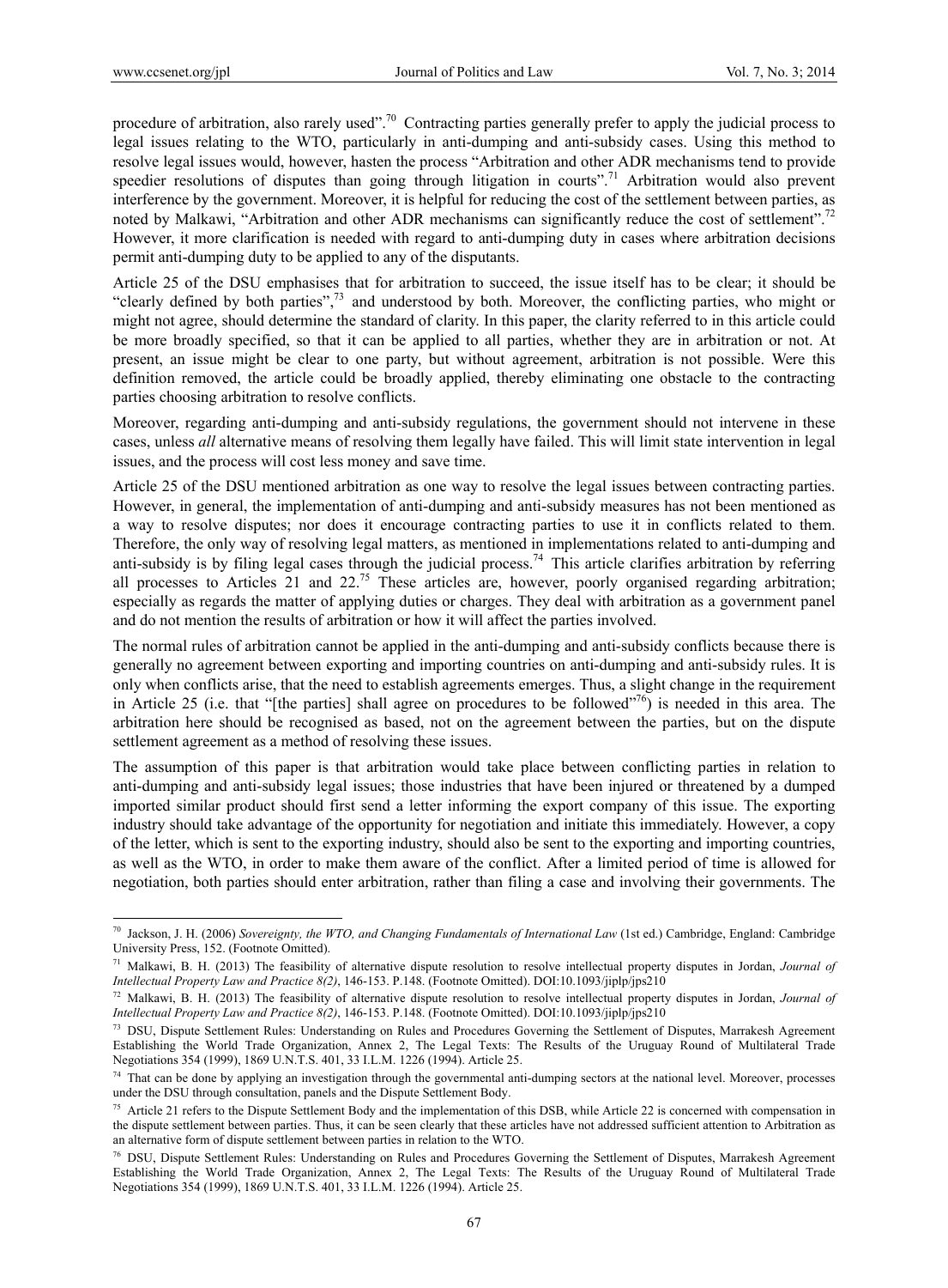procedure of arbitration, also rarely used".[70] Contracting parties generally prefer to apply the judicial process to legal issues relating to the WTO, particularly in anti-dumping and anti-subsidy cases. Using this method to resolve legal issues would, however, hasten the process "Arbitration and other ADR mechanisms tend to provide speedier resolutions of disputes than going through litigation in courts".[71] Arbitration would also prevent interference by the government. Moreover, it is helpful for reducing the cost of the settlement between parties, as noted by Malkawi, "Arbitration and other ADR mechanisms can significantly reduce the cost of settlement".[72] However, it more clarification is needed with regard to anti-dumping duty in cases where arbitration decisions permit anti-dumping duty to be applied to any of the disputants.

Article 25 of the DSU emphasises that for arbitration to succeed, the issue itself has to be clear; it should be "clearly defined by both parties",[73] and understood by both. Moreover, the conflicting parties, who might or might not agree, should determine the standard of clarity. In this paper, the clarity referred to in this article could be more broadly specified, so that it can be applied to all parties, whether they are in arbitration or not. At present, an issue might be clear to one party, but without agreement, arbitration is not possible. Were this definition removed, the article could be broadly applied, thereby eliminating one obstacle to the contracting parties choosing arbitration to resolve conflicts.

Moreover, regarding anti-dumping and anti-subsidy regulations, the government should not intervene in these cases, unless *all* alternative means of resolving them legally have failed. This will limit state intervention in legal issues, and the process will cost less money and save time.

Article 25 of the DSU mentioned arbitration as one way to resolve the legal issues between contracting parties. However, in general, the implementation of anti-dumping and anti-subsidy measures has not been mentioned as a way to resolve disputes; nor does it encourage contracting parties to use it in conflicts related to them. Therefore, the only way of resolving legal matters, as mentioned in implementations related to anti-dumping and anti-subsidy is by filing legal cases through the judicial process.[74] This article clarifies arbitration by referring all processes to Articles 21 and 22.[75] These articles are, however, poorly organised regarding arbitration; especially as regards the matter of applying duties or charges. They deal with arbitration as a government panel and do not mention the results of arbitration or how it will affect the parties involved.

The normal rules of arbitration cannot be applied in the anti-dumping and anti-subsidy conflicts because there is generally no agreement between exporting and importing countries on anti-dumping and anti-subsidy rules. It is only when conflicts arise, that the need to establish agreements emerges. Thus, a slight change in the requirement in Article 25 (i.e. that "[the parties] shall agree on procedures to be followed"[76]) is needed in this area. The arbitration here should be recognised as based, not on the agreement between the parties, but on the dispute settlement agreement as a method of resolving these issues.

The assumption of this paper is that arbitration would take place between conflicting parties in relation to anti-dumping and anti-subsidy legal issues; those industries that have been injured or threatened by a dumped imported similar product should first send a letter informing the export company of this issue. The exporting industry should take advantage of the opportunity for negotiation and initiate this immediately. However, a copy of the letter, which is sent to the exporting industry, should also be sent to the exporting and importing countries, as well as the WTO, in order to make them aware of the conflict. After a limited period of time is allowed for negotiation, both parties should enter arbitration, rather than filing a case and involving their governments. The

---

[70] Jackson, J. H. (2006) *Sovereignty, the WTO, and Changing Fundamentals of International Law* (1st ed.) Cambridge, England: Cambridge University Press, 152. (Footnote Omitted).

[71] Malkawi, B. H. (2013) The feasibility of alternative dispute resolution to resolve intellectual property disputes in Jordan, *Journal of Intellectual Property Law and Practice 8(2)*, 146-153. P.148. (Footnote Omitted). DOI:10.1093/jiplp/jps210

[72] Malkawi, B. H. (2013) The feasibility of alternative dispute resolution to resolve intellectual property disputes in Jordan, *Journal of Intellectual Property Law and Practice 8(2)*, 146-153. P.148. (Footnote Omitted). DOI:10.1093/jiplp/jps210

[73] DSU, Dispute Settlement Rules: Understanding on Rules and Procedures Governing the Settlement of Disputes, Marrakesh Agreement Establishing the World Trade Organization, Annex 2, The Legal Texts: The Results of the Uruguay Round of Multilateral Trade Negotiations 354 (1999), 1869 U.N.T.S. 401, 33 I.L.M. 1226 (1994). Article 25.

[74] That can be done by applying an investigation through the governmental anti-dumping sectors at the national level. Moreover, processes under the DSU through consultation, panels and the Dispute Settlement Body.

[75] Article 21 refers to the Dispute Settlement Body and the implementation of this DSB, while Article 22 is concerned with compensation in the dispute settlement between parties. Thus, it can be seen clearly that these articles have not addressed sufficient attention to Arbitration as an alternative form of dispute settlement between parties in relation to the WTO.

[76] DSU, Dispute Settlement Rules: Understanding on Rules and Procedures Governing the Settlement of Disputes, Marrakesh Agreement Establishing the World Trade Organization, Annex 2, The Legal Texts: The Results of the Uruguay Round of Multilateral Trade Negotiations 354 (1999), 1869 U.N.T.S. 401, 33 I.L.M. 1226 (1994). Article 25.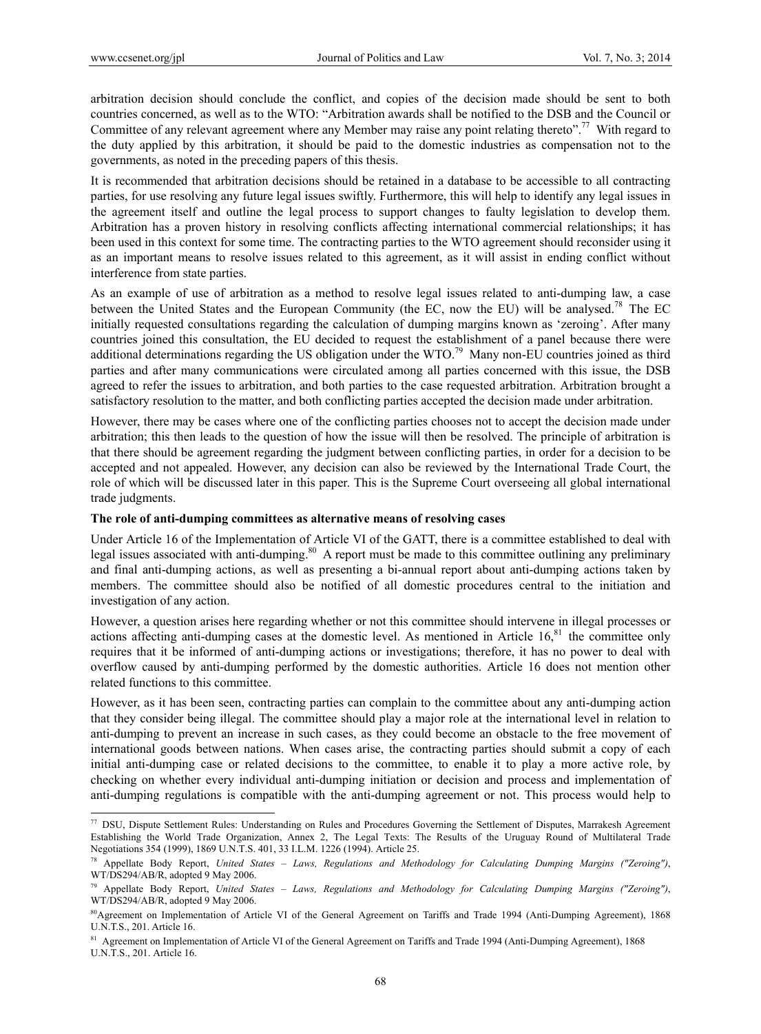arbitration decision should conclude the conflict, and copies of the decision made should be sent to both countries concerned, as well as to the WTO: "Arbitration awards shall be notified to the DSB and the Council or Committee of any relevant agreement where any Member may raise any point relating thereto".[77] With regard to the duty applied by this arbitration, it should be paid to the domestic industries as compensation not to the governments, as noted in the preceding papers of this thesis.

It is recommended that arbitration decisions should be retained in a database to be accessible to all contracting parties, for use resolving any future legal issues swiftly. Furthermore, this will help to identify any legal issues in the agreement itself and outline the legal process to support changes to faulty legislation to develop them. Arbitration has a proven history in resolving conflicts affecting international commercial relationships; it has been used in this context for some time. The contracting parties to the WTO agreement should reconsider using it as an important means to resolve issues related to this agreement, as it will assist in ending conflict without interference from state parties.

As an example of use of arbitration as a method to resolve legal issues related to anti-dumping law, a case between the United States and the European Community (the EC, now the EU) will be analysed.[78] The EC initially requested consultations regarding the calculation of dumping margins known as 'zeroing'. After many countries joined this consultation, the EU decided to request the establishment of a panel because there were additional determinations regarding the US obligation under the WTO.[79] Many non-EU countries joined as third parties and after many communications were circulated among all parties concerned with this issue, the DSB agreed to refer the issues to arbitration, and both parties to the case requested arbitration. Arbitration brought a satisfactory resolution to the matter, and both conflicting parties accepted the decision made under arbitration.

However, there may be cases where one of the conflicting parties chooses not to accept the decision made under arbitration; this then leads to the question of how the issue will then be resolved. The principle of arbitration is that there should be agreement regarding the judgment between conflicting parties, in order for a decision to be accepted and not appealed. However, any decision can also be reviewed by the International Trade Court, the role of which will be discussed later in this paper. This is the Supreme Court overseeing all global international trade judgments.

**The role of anti-dumping committees as alternative means of resolving cases**

Under Article 16 of the Implementation of Article VI of the GATT, there is a committee established to deal with legal issues associated with anti-dumping.[80] A report must be made to this committee outlining any preliminary and final anti-dumping actions, as well as presenting a bi-annual report about anti-dumping actions taken by members. The committee should also be notified of all domestic procedures central to the initiation and investigation of any action.

However, a question arises here regarding whether or not this committee should intervene in illegal processes or actions affecting anti-dumping cases at the domestic level. As mentioned in Article 16,[81] the committee only requires that it be informed of anti-dumping actions or investigations; therefore, it has no power to deal with overflow caused by anti-dumping performed by the domestic authorities. Article 16 does not mention other related functions to this committee.

However, as it has been seen, contracting parties can complain to the committee about any anti-dumping action that they consider being illegal. The committee should play a major role at the international level in relation to anti-dumping to prevent an increase in such cases, as they could become an obstacle to the free movement of international goods between nations. When cases arise, the contracting parties should submit a copy of each initial anti-dumping case or related decisions to the committee, to enable it to play a more active role, by checking on whether every individual anti-dumping initiation or decision and process and implementation of anti-dumping regulations is compatible with the anti-dumping agreement or not. This process would help to

---

[77] DSU, Dispute Settlement Rules: Understanding on Rules and Procedures Governing the Settlement of Disputes, Marrakesh Agreement Establishing the World Trade Organization, Annex 2, The Legal Texts: The Results of the Uruguay Round of Multilateral Trade Negotiations 354 (1999), 1869 U.N.T.S. 401, 33 I.L.M. 1226 (1994). Article 25.

[78] Appellate Body Report, *United States – Laws, Regulations and Methodology for Calculating Dumping Margins ("Zeroing")*, WT/DS294/AB/R, adopted 9 May 2006.

[79] Appellate Body Report, *United States – Laws, Regulations and Methodology for Calculating Dumping Margins ("Zeroing")*, WT/DS294/AB/R, adopted 9 May 2006.

[80] Agreement on Implementation of Article VI of the General Agreement on Tariffs and Trade 1994 (Anti-Dumping Agreement), 1868 U.N.T.S., 201. Article 16.

[81] Agreement on Implementation of Article VI of the General Agreement on Tariffs and Trade 1994 (Anti-Dumping Agreement), 1868 U.N.T.S., 201. Article 16.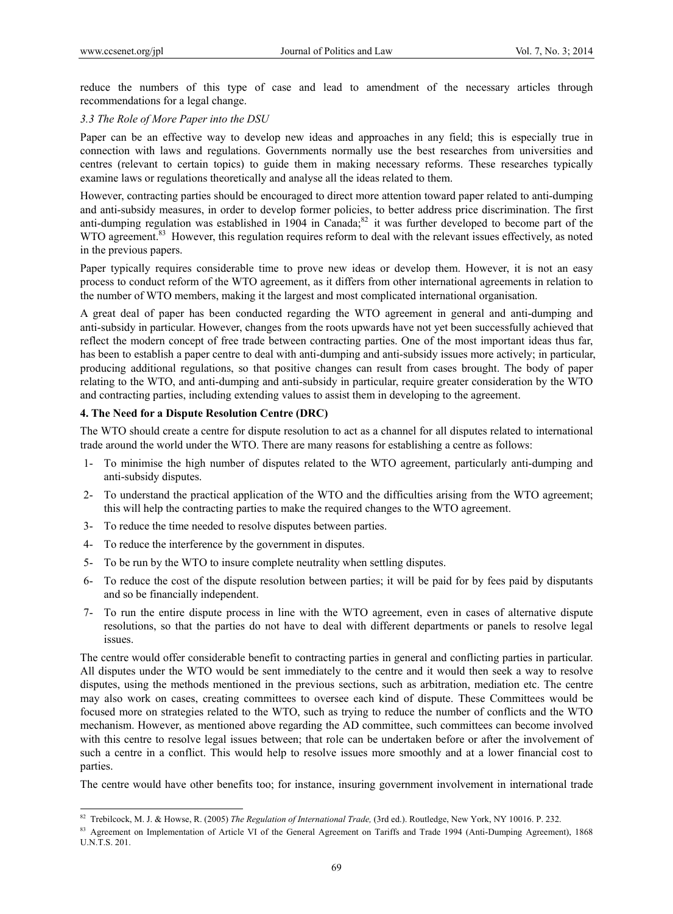reduce the numbers of this type of case and lead to amendment of the necessary articles through recommendations for a legal change.

### *3.3 The Role of More Paper into the DSU*

Paper can be an effective way to develop new ideas and approaches in any field; this is especially true in connection with laws and regulations. Governments normally use the best researches from universities and centres (relevant to certain topics) to guide them in making necessary reforms. These researches typically examine laws or regulations theoretically and analyse all the ideas related to them.

However, contracting parties should be encouraged to direct more attention toward paper related to anti-dumping and anti-subsidy measures, in order to develop former policies, to better address price discrimination. The first anti-dumping regulation was established in 1904 in Canada;[82] it was further developed to become part of the WTO agreement.[83] However, this regulation requires reform to deal with the relevant issues effectively, as noted in the previous papers.

Paper typically requires considerable time to prove new ideas or develop them. However, it is not an easy process to conduct reform of the WTO agreement, as it differs from other international agreements in relation to the number of WTO members, making it the largest and most complicated international organisation.

A great deal of paper has been conducted regarding the WTO agreement in general and anti-dumping and anti-subsidy in particular. However, changes from the roots upwards have not yet been successfully achieved that reflect the modern concept of free trade between contracting parties. One of the most important ideas thus far, has been to establish a paper centre to deal with anti-dumping and anti-subsidy issues more actively; in particular, producing additional regulations, so that positive changes can result from cases brought. The body of paper relating to the WTO, and anti-dumping and anti-subsidy in particular, require greater consideration by the WTO and contracting parties, including extending values to assist them in developing to the agreement.

## 4. The Need for a Dispute Resolution Centre (DRC)

The WTO should create a centre for dispute resolution to act as a channel for all disputes related to international trade around the world under the WTO. There are many reasons for establishing a centre as follows:

1- To minimise the high number of disputes related to the WTO agreement, particularly anti-dumping and anti-subsidy disputes.

2- To understand the practical application of the WTO and the difficulties arising from the WTO agreement; this will help the contracting parties to make the required changes to the WTO agreement.

3- To reduce the time needed to resolve disputes between parties.

4- To reduce the interference by the government in disputes.

5- To be run by the WTO to insure complete neutrality when settling disputes.

6- To reduce the cost of the dispute resolution between parties; it will be paid for by fees paid by disputants and so be financially independent.

7- To run the entire dispute process in line with the WTO agreement, even in cases of alternative dispute resolutions, so that the parties do not have to deal with different departments or panels to resolve legal issues.

The centre would offer considerable benefit to contracting parties in general and conflicting parties in particular. All disputes under the WTO would be sent immediately to the centre and it would then seek a way to resolve disputes, using the methods mentioned in the previous sections, such as arbitration, mediation etc. The centre may also work on cases, creating committees to oversee each kind of dispute. These Committees would be focused more on strategies related to the WTO, such as trying to reduce the number of conflicts and the WTO mechanism. However, as mentioned above regarding the AD committee, such committees can become involved with this centre to resolve legal issues between; that role can be undertaken before or after the involvement of such a centre in a conflict. This would help to resolve issues more smoothly and at a lower financial cost to parties.

The centre would have other benefits too; for instance, insuring government involvement in international trade

---

[82] Trebilcock, M. J. & Howse, R. (2005) *The Regulation of International Trade,* (3rd ed.). Routledge, New York, NY 10016. P. 232.

[83] Agreement on Implementation of Article VI of the General Agreement on Tariffs and Trade 1994 (Anti-Dumping Agreement), 1868 U.N.T.S. 201.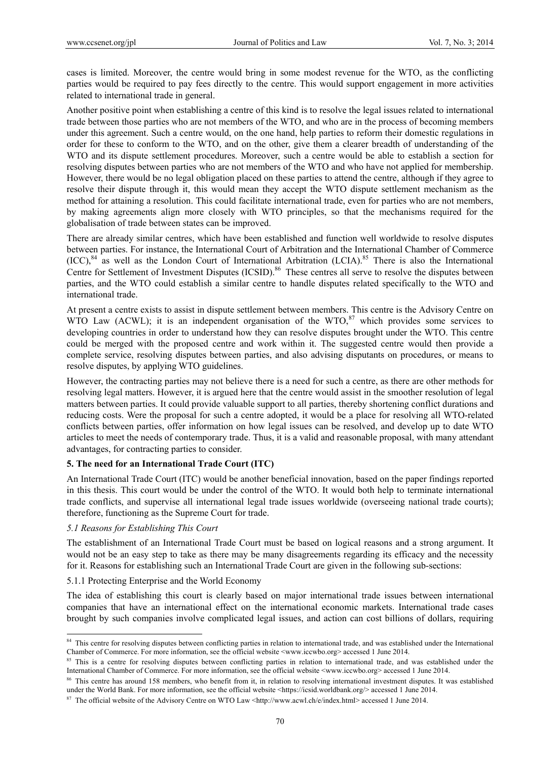cases is limited. Moreover, the centre would bring in some modest revenue for the WTO, as the conflicting parties would be required to pay fees directly to the centre. This would support engagement in more activities related to international trade in general.

Another positive point when establishing a centre of this kind is to resolve the legal issues related to international trade between those parties who are not members of the WTO, and who are in the process of becoming members under this agreement. Such a centre would, on the one hand, help parties to reform their domestic regulations in order for these to conform to the WTO, and on the other, give them a clearer breadth of understanding of the WTO and its dispute settlement procedures. Moreover, such a centre would be able to establish a section for resolving disputes between parties who are not members of the WTO and who have not applied for membership. However, there would be no legal obligation placed on these parties to attend the centre, although if they agree to resolve their dispute through it, this would mean they accept the WTO dispute settlement mechanism as the method for attaining a resolution. This could facilitate international trade, even for parties who are not members, by making agreements align more closely with WTO principles, so that the mechanisms required for the globalisation of trade between states can be improved.

There are already similar centres, which have been established and function well worldwide to resolve disputes between parties. For instance, the International Court of Arbitration and the International Chamber of Commerce (ICC),[84] as well as the London Court of International Arbitration (LCIA).[85] There is also the International Centre for Settlement of Investment Disputes (ICSID).[86] These centres all serve to resolve the disputes between parties, and the WTO could establish a similar centre to handle disputes related specifically to the WTO and international trade.

At present a centre exists to assist in dispute settlement between members. This centre is the Advisory Centre on WTO Law (ACWL); it is an independent organisation of the WTO,[87] which provides some services to developing countries in order to understand how they can resolve disputes brought under the WTO. This centre could be merged with the proposed centre and work within it. The suggested centre would then provide a complete service, resolving disputes between parties, and also advising disputants on procedures, or means to resolve disputes, by applying WTO guidelines.

However, the contracting parties may not believe there is a need for such a centre, as there are other methods for resolving legal matters. However, it is argued here that the centre would assist in the smoother resolution of legal matters between parties. It could provide valuable support to all parties, thereby shortening conflict durations and reducing costs. Were the proposal for such a centre adopted, it would be a place for resolving all WTO-related conflicts between parties, offer information on how legal issues can be resolved, and develop up to date WTO articles to meet the needs of contemporary trade. Thus, it is a valid and reasonable proposal, with many attendant advantages, for contracting parties to consider.

## 5. The need for an International Trade Court (ITC)

An International Trade Court (ITC) would be another beneficial innovation, based on the paper findings reported in this thesis. This court would be under the control of the WTO. It would both help to terminate international trade conflicts, and supervise all international legal trade issues worldwide (overseeing national trade courts); therefore, functioning as the Supreme Court for trade.

### *5.1 Reasons for Establishing This Court*

The establishment of an International Trade Court must be based on logical reasons and a strong argument. It would not be an easy step to take as there may be many disagreements regarding its efficacy and the necessity for it. Reasons for establishing such an International Trade Court are given in the following sub-sections:

#### 5.1.1 Protecting Enterprise and the World Economy

The idea of establishing this court is clearly based on major international trade issues between international companies that have an international effect on the international economic markets. International trade cases brought by such companies involve complicated legal issues, and action can cost billions of dollars, requiring

---

[84] This centre for resolving disputes between conflicting parties in relation to international trade, and was established under the International Chamber of Commerce. For more information, see the official website <www.iccwbo.org> accessed 1 June 2014.

[85] This is a centre for resolving disputes between conflicting parties in relation to international trade, and was established under the International Chamber of Commerce. For more information, see the official website <www.iccwbo.org> accessed 1 June 2014.

[86] This centre has around 158 members, who benefit from it, in relation to resolving international investment disputes. It was established under the World Bank. For more information, see the official website <https://icsid.worldbank.org/> accessed 1 June 2014.

[87] The official website of the Advisory Centre on WTO Law <http://www.acwl.ch/e/index.html> accessed 1 June 2014.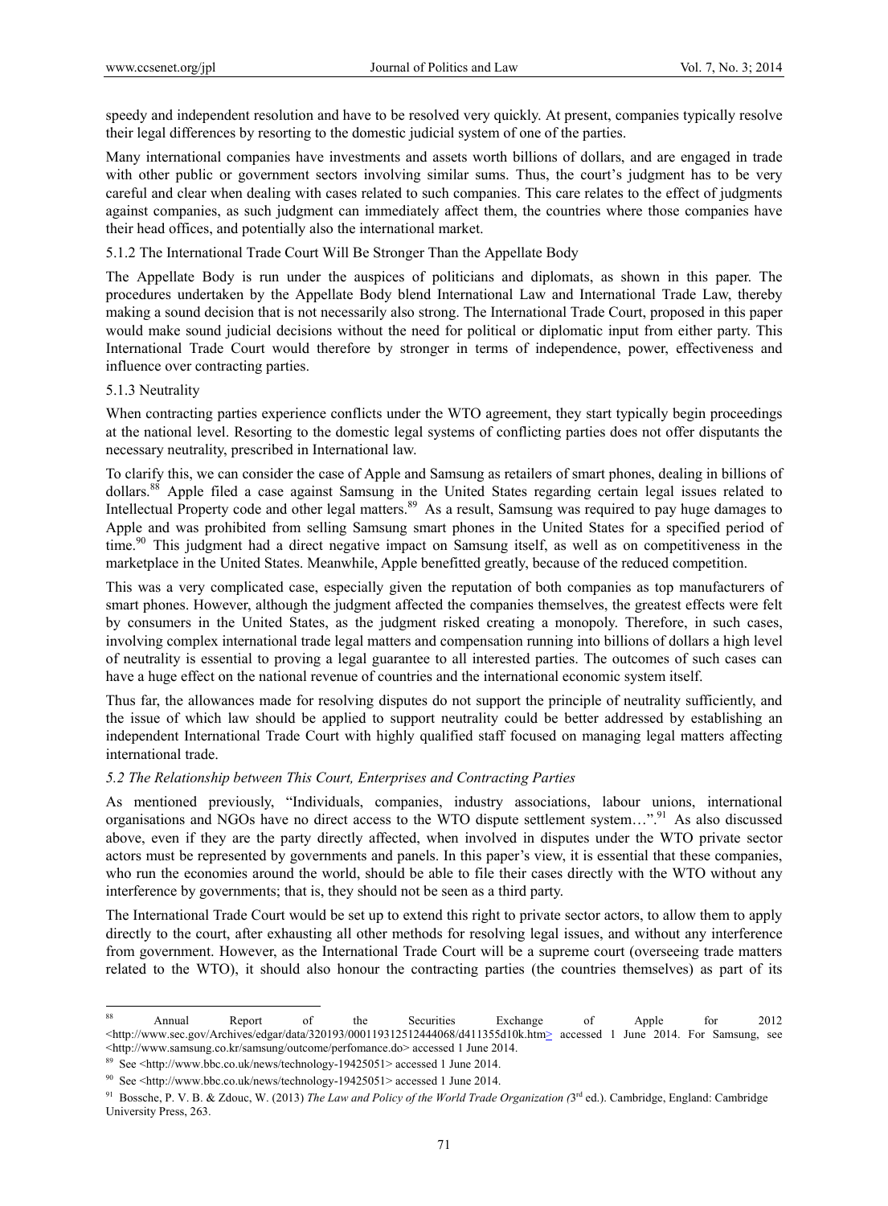speedy and independent resolution and have to be resolved very quickly. At present, companies typically resolve their legal differences by resorting to the domestic judicial system of one of the parties.

Many international companies have investments and assets worth billions of dollars, and are engaged in trade with other public or government sectors involving similar sums. Thus, the court's judgment has to be very careful and clear when dealing with cases related to such companies. This care relates to the effect of judgments against companies, as such judgment can immediately affect them, the countries where those companies have their head offices, and potentially also the international market.

#### 5.1.2 The International Trade Court Will Be Stronger Than the Appellate Body

The Appellate Body is run under the auspices of politicians and diplomats, as shown in this paper. The procedures undertaken by the Appellate Body blend International Law and International Trade Law, thereby making a sound decision that is not necessarily also strong. The International Trade Court, proposed in this paper would make sound judicial decisions without the need for political or diplomatic input from either party. This International Trade Court would therefore by stronger in terms of independence, power, effectiveness and influence over contracting parties.

#### 5.1.3 Neutrality

When contracting parties experience conflicts under the WTO agreement, they start typically begin proceedings at the national level. Resorting to the domestic legal systems of conflicting parties does not offer disputants the necessary neutrality, prescribed in International law.

To clarify this, we can consider the case of Apple and Samsung as retailers of smart phones, dealing in billions of dollars.[88] Apple filed a case against Samsung in the United States regarding certain legal issues related to Intellectual Property code and other legal matters.[89] As a result, Samsung was required to pay huge damages to Apple and was prohibited from selling Samsung smart phones in the United States for a specified period of time.[90] This judgment had a direct negative impact on Samsung itself, as well as on competitiveness in the marketplace in the United States. Meanwhile, Apple benefitted greatly, because of the reduced competition.

This was a very complicated case, especially given the reputation of both companies as top manufacturers of smart phones. However, although the judgment affected the companies themselves, the greatest effects were felt by consumers in the United States, as the judgment risked creating a monopoly. Therefore, in such cases, involving complex international trade legal matters and compensation running into billions of dollars a high level of neutrality is essential to proving a legal guarantee to all interested parties. The outcomes of such cases can have a huge effect on the national revenue of countries and the international economic system itself.

Thus far, the allowances made for resolving disputes do not support the principle of neutrality sufficiently, and the issue of which law should be applied to support neutrality could be better addressed by establishing an independent International Trade Court with highly qualified staff focused on managing legal matters affecting international trade.

### *5.2 The Relationship between This Court, Enterprises and Contracting Parties*

As mentioned previously, "Individuals, companies, industry associations, labour unions, international organisations and NGOs have no direct access to the WTO dispute settlement system…".[91] As also discussed above, even if they are the party directly affected, when involved in disputes under the WTO private sector actors must be represented by governments and panels. In this paper's view, it is essential that these companies, who run the economies around the world, should be able to file their cases directly with the WTO without any interference by governments; that is, they should not be seen as a third party.

The International Trade Court would be set up to extend this right to private sector actors, to allow them to apply directly to the court, after exhausting all other methods for resolving legal issues, and without any interference from government. However, as the International Trade Court will be a supreme court (overseeing trade matters related to the WTO), it should also honour the contracting parties (the countries themselves) as part of its

---

[88] Annual Report of the Securities Exchange of Apple for 2012 <http://www.sec.gov/Archives/edgar/data/320193/000119312512444068/d411355d10k.htm> accessed 1 June 2014. For Samsung, see <http://www.samsung.co.kr/samsung/outcome/perfomance.do> accessed 1 June 2014.

[89] See <http://www.bbc.co.uk/news/technology-19425051> accessed 1 June 2014.

[90] See <http://www.bbc.co.uk/news/technology-19425051> accessed 1 June 2014.

[91] Bossche, P. V. B. & Zdouc, W. (2013) *The Law and Policy of the World Trade Organization (*3rd ed.). Cambridge, England: Cambridge University Press, 263.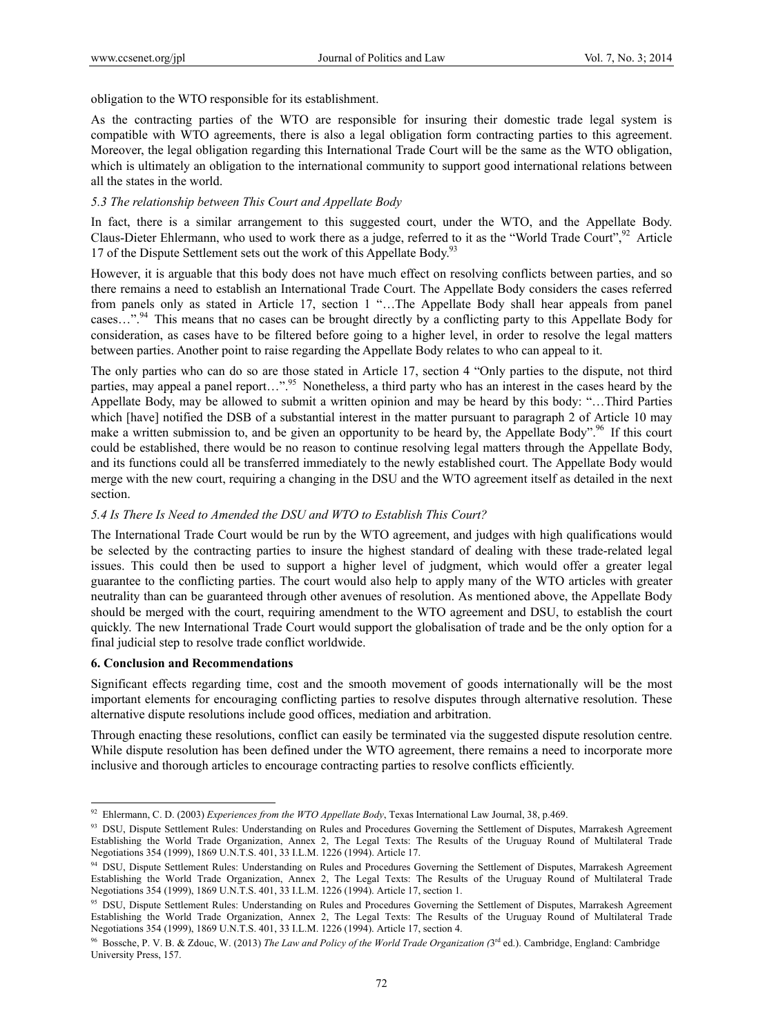obligation to the WTO responsible for its establishment.

As the contracting parties of the WTO are responsible for insuring their domestic trade legal system is compatible with WTO agreements, there is also a legal obligation form contracting parties to this agreement. Moreover, the legal obligation regarding this International Trade Court will be the same as the WTO obligation, which is ultimately an obligation to the international community to support good international relations between all the states in the world.

### *5.3 The relationship between This Court and Appellate Body*

In fact, there is a similar arrangement to this suggested court, under the WTO, and the Appellate Body. Claus-Dieter Ehlermann, who used to work there as a judge, referred to it as the "World Trade Court",[92] Article 17 of the Dispute Settlement sets out the work of this Appellate Body.[93]

However, it is arguable that this body does not have much effect on resolving conflicts between parties, and so there remains a need to establish an International Trade Court. The Appellate Body considers the cases referred from panels only as stated in Article 17, section 1 "…The Appellate Body shall hear appeals from panel cases…".[94] This means that no cases can be brought directly by a conflicting party to this Appellate Body for consideration, as cases have to be filtered before going to a higher level, in order to resolve the legal matters between parties. Another point to raise regarding the Appellate Body relates to who can appeal to it.

The only parties who can do so are those stated in Article 17, section 4 "Only parties to the dispute, not third parties, may appeal a panel report…".[95] Nonetheless, a third party who has an interest in the cases heard by the Appellate Body, may be allowed to submit a written opinion and may be heard by this body: "…Third Parties which [have] notified the DSB of a substantial interest in the matter pursuant to paragraph 2 of Article 10 may make a written submission to, and be given an opportunity to be heard by, the Appellate Body".[96] If this court could be established, there would be no reason to continue resolving legal matters through the Appellate Body, and its functions could all be transferred immediately to the newly established court. The Appellate Body would merge with the new court, requiring a changing in the DSU and the WTO agreement itself as detailed in the next section.

### *5.4 Is There Is Need to Amended the DSU and WTO to Establish This Court?*

The International Trade Court would be run by the WTO agreement, and judges with high qualifications would be selected by the contracting parties to insure the highest standard of dealing with these trade-related legal issues. This could then be used to support a higher level of judgment, which would offer a greater legal guarantee to the conflicting parties. The court would also help to apply many of the WTO articles with greater neutrality than can be guaranteed through other avenues of resolution. As mentioned above, the Appellate Body should be merged with the court, requiring amendment to the WTO agreement and DSU, to establish the court quickly. The new International Trade Court would support the globalisation of trade and be the only option for a final judicial step to resolve trade conflict worldwide.

## 6. Conclusion and Recommendations

Significant effects regarding time, cost and the smooth movement of goods internationally will be the most important elements for encouraging conflicting parties to resolve disputes through alternative resolution. These alternative dispute resolutions include good offices, mediation and arbitration.

Through enacting these resolutions, conflict can easily be terminated via the suggested dispute resolution centre. While dispute resolution has been defined under the WTO agreement, there remains a need to incorporate more inclusive and thorough articles to encourage contracting parties to resolve conflicts efficiently.

---

[92] Ehlermann, C. D. (2003) *Experiences from the WTO Appellate Body*, Texas International Law Journal, 38, p.469.

[93] DSU, Dispute Settlement Rules: Understanding on Rules and Procedures Governing the Settlement of Disputes, Marrakesh Agreement Establishing the World Trade Organization, Annex 2, The Legal Texts: The Results of the Uruguay Round of Multilateral Trade Negotiations 354 (1999), 1869 U.N.T.S. 401, 33 I.L.M. 1226 (1994). Article 17.

[94] DSU, Dispute Settlement Rules: Understanding on Rules and Procedures Governing the Settlement of Disputes, Marrakesh Agreement Establishing the World Trade Organization, Annex 2, The Legal Texts: The Results of the Uruguay Round of Multilateral Trade Negotiations 354 (1999), 1869 U.N.T.S. 401, 33 I.L.M. 1226 (1994). Article 17, section 1.

[95] DSU, Dispute Settlement Rules: Understanding on Rules and Procedures Governing the Settlement of Disputes, Marrakesh Agreement Establishing the World Trade Organization, Annex 2, The Legal Texts: The Results of the Uruguay Round of Multilateral Trade Negotiations 354 (1999), 1869 U.N.T.S. 401, 33 I.L.M. 1226 (1994). Article 17, section 4.

[96] Bossche, P. V. B. & Zdouc, W. (2013) *The Law and Policy of the World Trade Organization (*3rd ed.). Cambridge, England: Cambridge University Press, 157.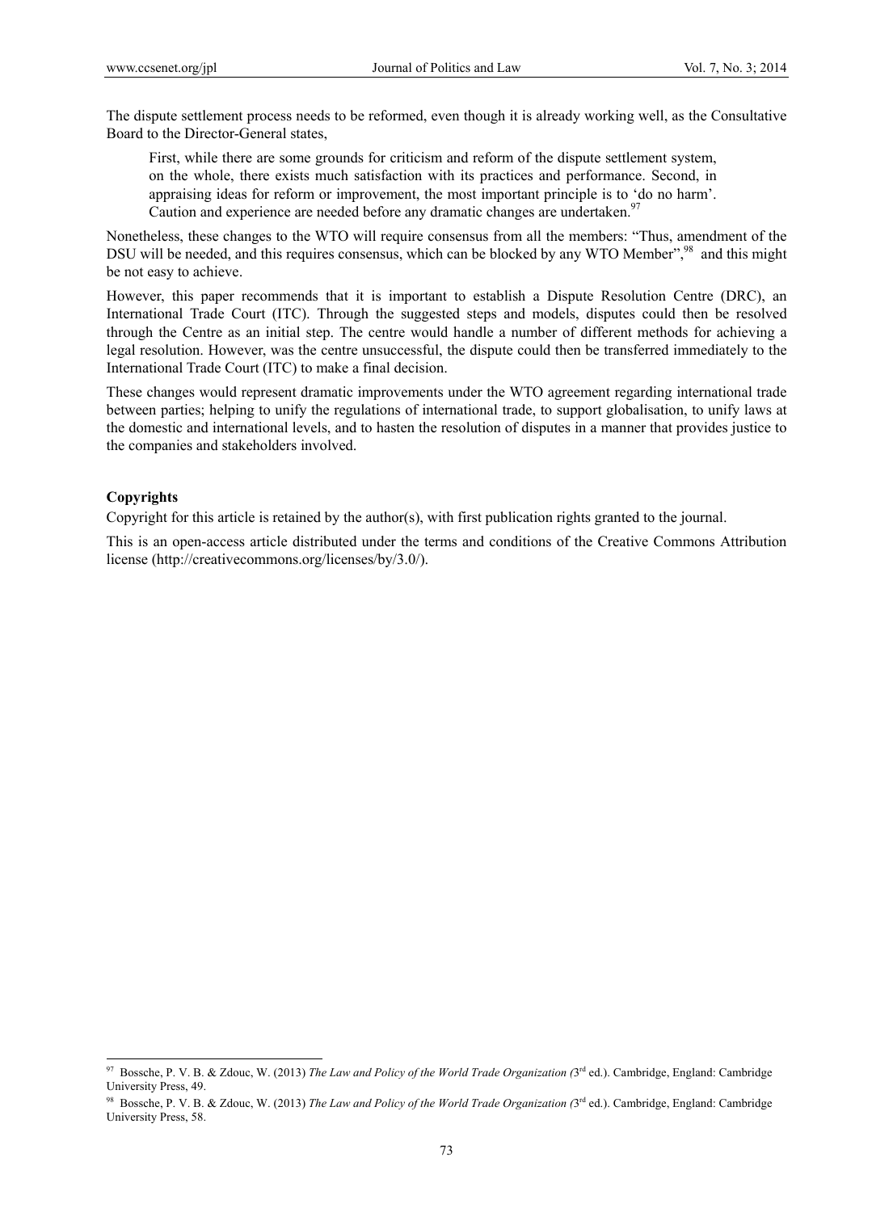The dispute settlement process needs to be reformed, even though it is already working well, as the Consultative Board to the Director-General states,

> First, while there are some grounds for criticism and reform of the dispute settlement system, on the whole, there exists much satisfaction with its practices and performance. Second, in appraising ideas for reform or improvement, the most important principle is to 'do no harm'. Caution and experience are needed before any dramatic changes are undertaken.[97]

Nonetheless, these changes to the WTO will require consensus from all the members: "Thus, amendment of the DSU will be needed, and this requires consensus, which can be blocked by any WTO Member",[98] and this might be not easy to achieve.

However, this paper recommends that it is important to establish a Dispute Resolution Centre (DRC), an International Trade Court (ITC). Through the suggested steps and models, disputes could then be resolved through the Centre as an initial step. The centre would handle a number of different methods for achieving a legal resolution. However, was the centre unsuccessful, the dispute could then be transferred immediately to the International Trade Court (ITC) to make a final decision.

These changes would represent dramatic improvements under the WTO agreement regarding international trade between parties; helping to unify the regulations of international trade, to support globalisation, to unify laws at the domestic and international levels, and to hasten the resolution of disputes in a manner that provides justice to the companies and stakeholders involved.

**Copyrights**

Copyright for this article is retained by the author(s), with first publication rights granted to the journal.

This is an open-access article distributed under the terms and conditions of the Creative Commons Attribution license (http://creativecommons.org/licenses/by/3.0/).

---

[97] Bossche, P. V. B. & Zdouc, W. (2013) *The Law and Policy of the World Trade Organization (*3rd ed.). Cambridge, England: Cambridge University Press, 49.

[98] Bossche, P. V. B. & Zdouc, W. (2013) *The Law and Policy of the World Trade Organization (*3rd ed.). Cambridge, England: Cambridge University Press, 58.